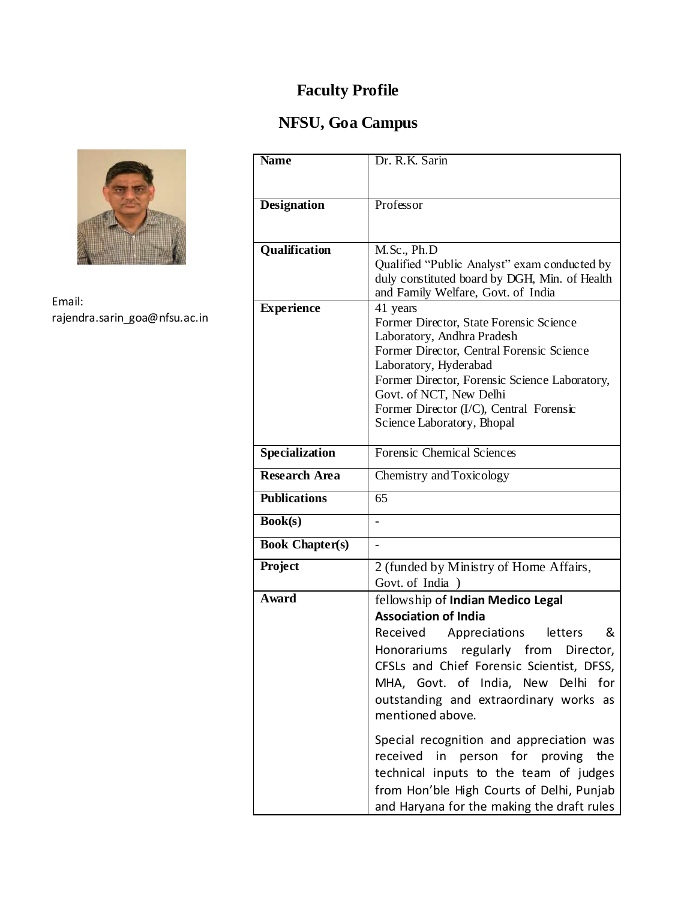# Faculty Profile

## NFSU, Goa Campus

Email: rajendra.sarin_goa@nfsu.ac.in

| | |
|---|---|
| **Name** | Dr. R.K. Sarin |
| **Designation** | Professor |
| **Qualification** | M.Sc., Ph.D<br>Qualified "Public Analyst" exam conducted by duly constituted board by DGH, Min. of Health and Family Welfare, Govt. of India |
| **Experience** | 41 years<br>Former Director, State Forensic Science Laboratory, Andhra Pradesh<br>Former Director, Central Forensic Science Laboratory, Hyderabad<br>Former Director, Forensic Science Laboratory, Govt. of NCT, New Delhi<br>Former Director (I/C), Central Forensic Science Laboratory, Bhopal |
| **Specialization** | Forensic Chemical Sciences |
| **Research Area** | Chemistry and Toxicology |
| **Publications** | 65 |
| **Book(s)** | - |
| **Book Chapter(s)** | - |
| **Project** | 2 (funded by Ministry of Home Affairs, Govt. of India ) |
| **Award** | fellowship of **Indian Medico Legal Association of India**<br>Received Appreciations letters & Honorariums regularly from Director, CFSLs and Chief Forensic Scientist, DFSS, MHA, Govt. of India, New Delhi for outstanding and extraordinary works as mentioned above.<br>Special recognition and appreciation was received in person for proving the technical inputs to the team of judges from Hon'ble High Courts of Delhi, Punjab and Haryana for the making the draft rules |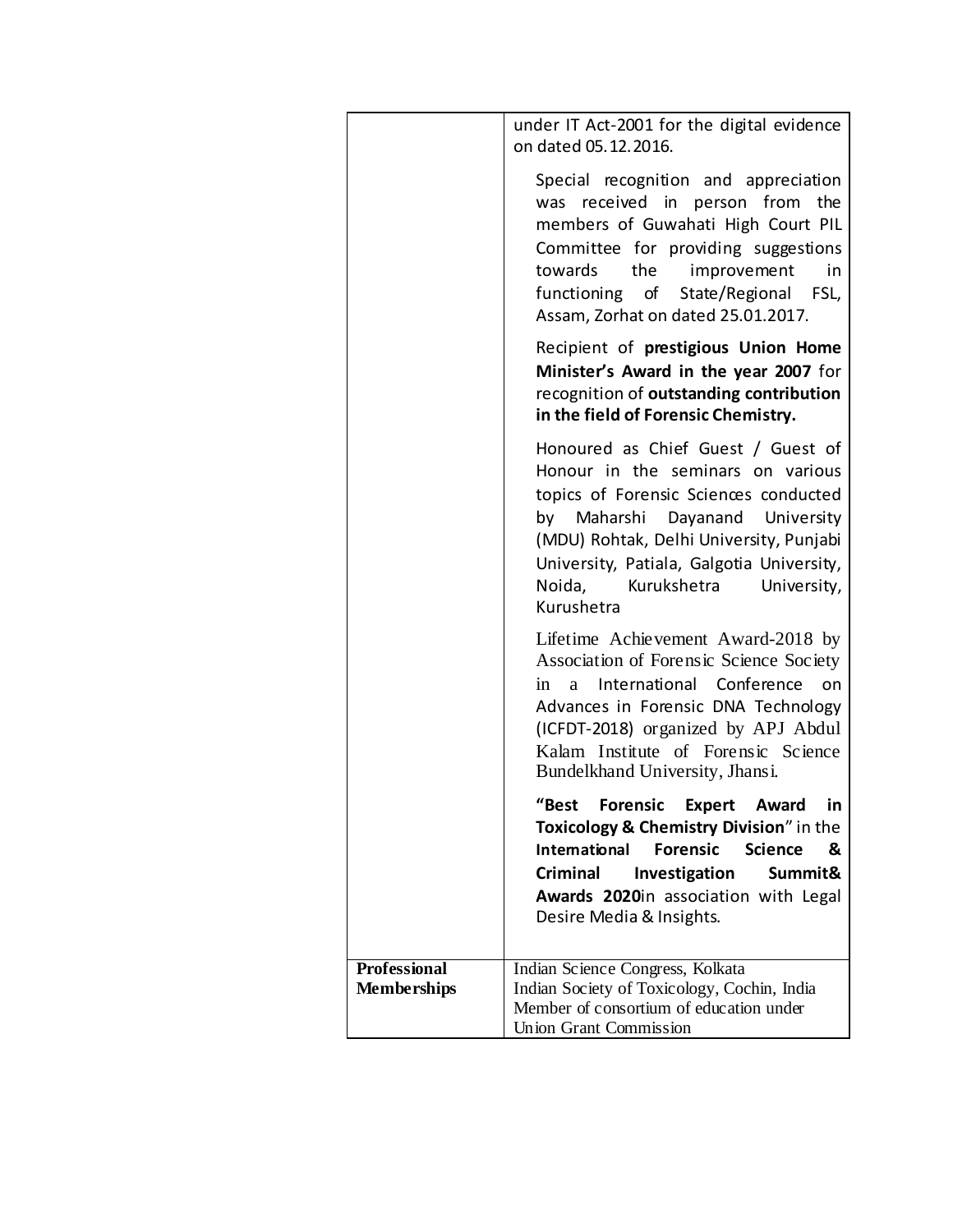| | |
|---|---|
| | under IT Act-2001 for the digital evidence on dated 05.12.2016.<br><br>Special recognition and appreciation was received in person from the members of Guwahati High Court PIL Committee for providing suggestions towards the improvement in functioning of State/Regional FSL, Assam, Zorhat on dated 25.01.2017.<br><br>Recipient of **prestigious Union Home Minister's Award in the year 2007** for recognition of **outstanding contribution in the field of Forensic Chemistry.**<br><br>Honoured as Chief Guest / Guest of Honour in the seminars on various topics of Forensic Sciences conducted by Maharshi Dayanand University (MDU) Rohtak, Delhi University, Punjabi University, Patiala, Galgotia University, Noida, Kurukshetra University, Kurushetra<br><br>Lifetime Achievement Award-2018 by Association of Forensic Science Society in a International Conference on Advances in Forensic DNA Technology (ICFDT-2018) organized by APJ Abdul Kalam Institute of Forensic Science Bundelkhand University, Jhansi.<br><br>**"Best Forensic Expert Award in Toxicology & Chemistry Division"** in the **International Forensic Science & Criminal Investigation Summit& Awards 2020**in association with Legal Desire Media & Insights. |
| **Professional Memberships** | Indian Science Congress, Kolkata<br>Indian Society of Toxicology, Cochin, India<br>Member of consortium of education under Union Grant Commission |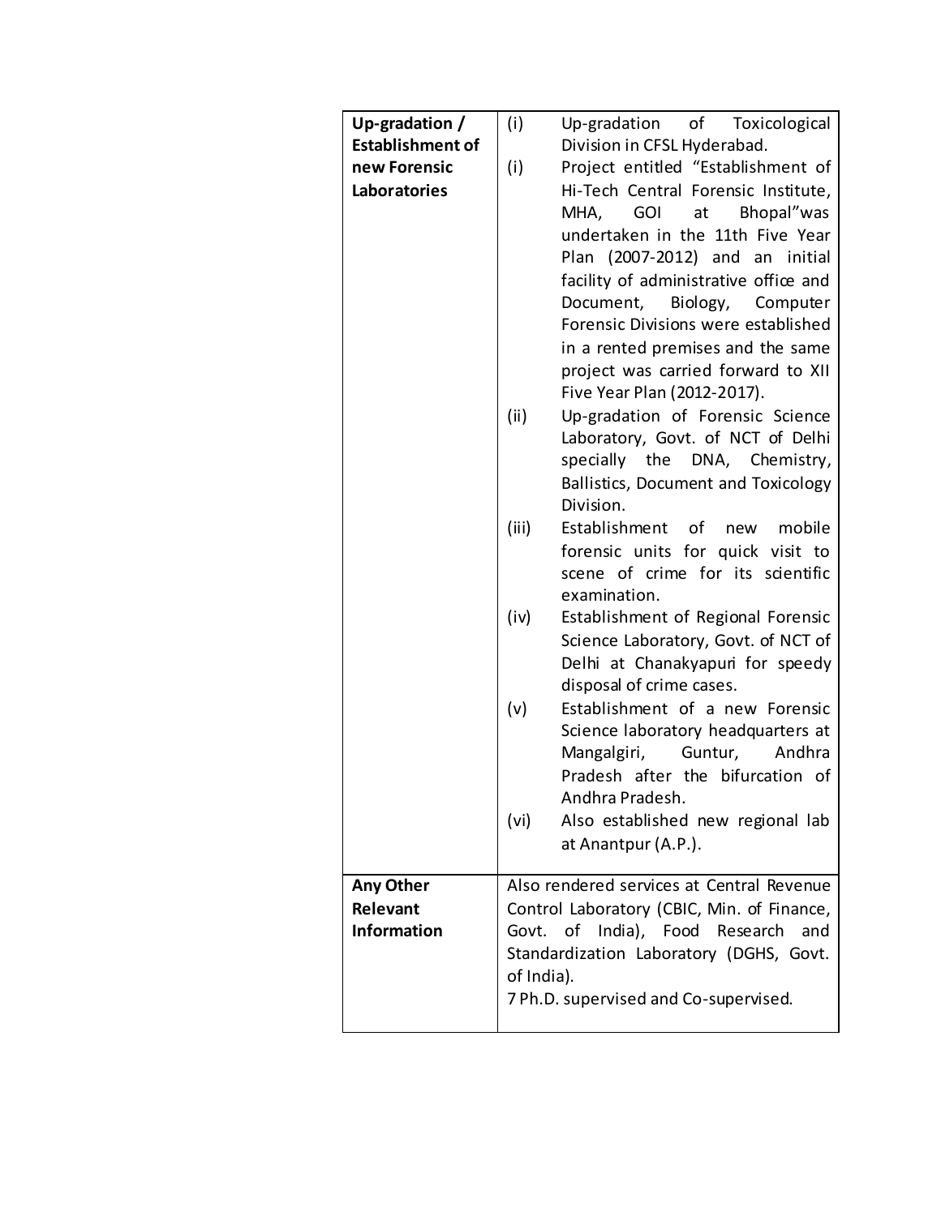| **Up-gradation / Establishment of new Forensic Laboratories** | (i) Up-gradation of Toxicological Division in CFSL Hyderabad.<br>(i) Project entitled "Establishment of Hi-Tech Central Forensic Institute, MHA, GOI at Bhopal"was undertaken in the 11th Five Year Plan (2007-2012) and an initial facility of administrative office and Document, Biology, Computer Forensic Divisions were established in a rented premises and the same project was carried forward to XII Five Year Plan (2012-2017).<br>(ii) Up-gradation of Forensic Science Laboratory, Govt. of NCT of Delhi specially the DNA, Chemistry, Ballistics, Document and Toxicology Division.<br>(iii) Establishment of new mobile forensic units for quick visit to scene of crime for its scientific examination.<br>(iv) Establishment of Regional Forensic Science Laboratory, Govt. of NCT of Delhi at Chanakyapuri for speedy disposal of crime cases.<br>(v) Establishment of a new Forensic Science laboratory headquarters at Mangalgiri, Guntur, Andhra Pradesh after the bifurcation of Andhra Pradesh.<br>(vi) Also established new regional lab at Anantpur (A.P.). |
|---|---|
| **Any Other Relevant Information** | Also rendered services at Central Revenue Control Laboratory (CBIC, Min. of Finance, Govt. of India), Food Research and Standardization Laboratory (DGHS, Govt. of India).<br>7 Ph.D. supervised and Co-supervised. |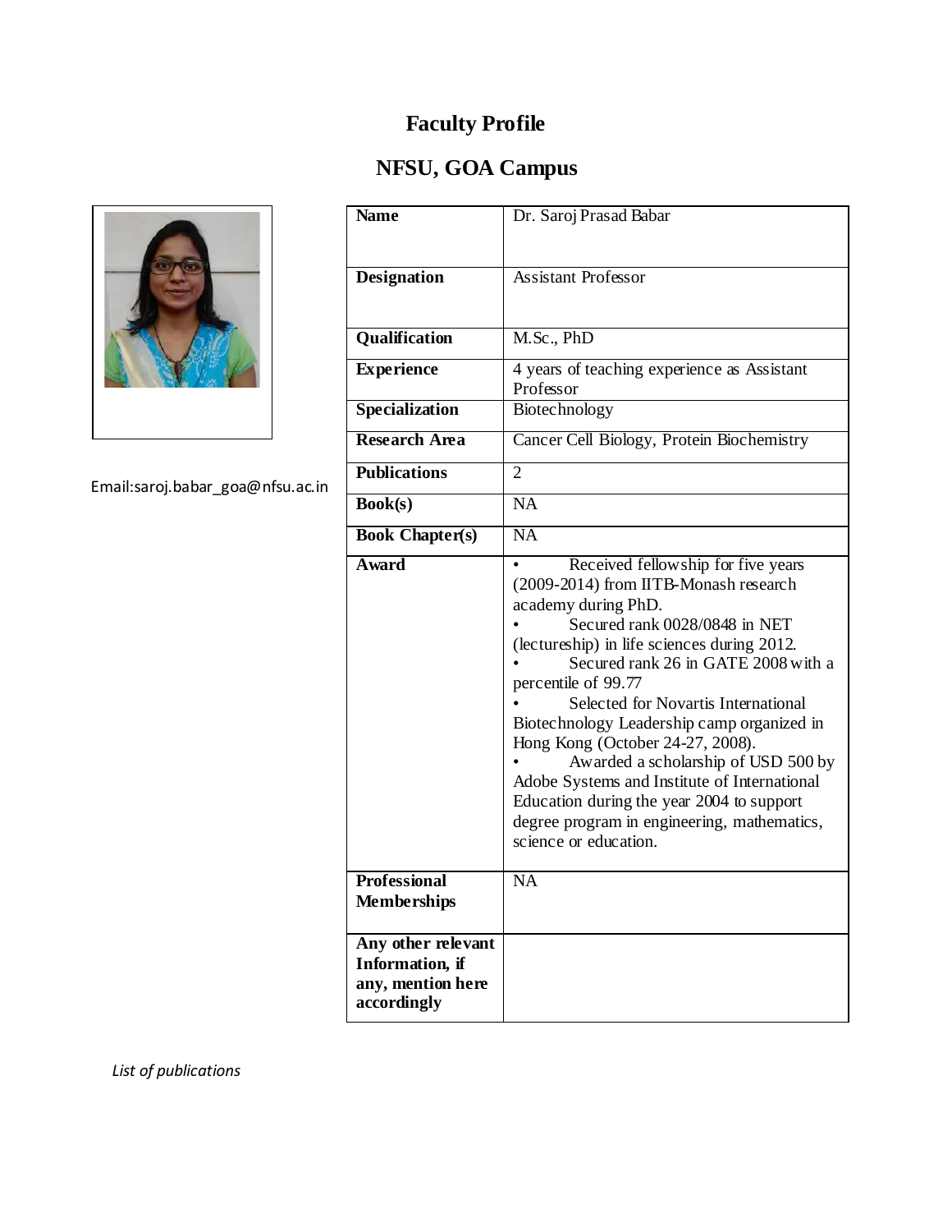# Faculty Profile

## NFSU, GOA Campus

Email:saroj.babar_goa@nfsu.ac.in

| Name | Dr. Saroj Prasad Babar |
|---|---|
| Designation | Assistant Professor |
| Qualification | M.Sc., PhD |
| Experience | 4 years of teaching experience as Assistant Professor |
| Specialization | Biotechnology |
| Research Area | Cancer Cell Biology, Protein Biochemistry |
| Publications | 2 |
| Book(s) | NA |
| Book Chapter(s) | NA |
| Award | • Received fellowship for five years (2009-2014) from IITB-Monash research academy during PhD.<br>• Secured rank 0028/0848 in NET (lectureship) in life sciences during 2012.<br>• Secured rank 26 in GATE 2008 with a percentile of 99.77<br>• Selected for Novartis International Biotechnology Leadership camp organized in Hong Kong (October 24-27, 2008).<br>• Awarded a scholarship of USD 500 by Adobe Systems and Institute of International Education during the year 2004 to support degree program in engineering, mathematics, science or education. |
| Professional Memberships | NA |
| Any other relevant Information, if any, mention here accordingly | |

*List of publications*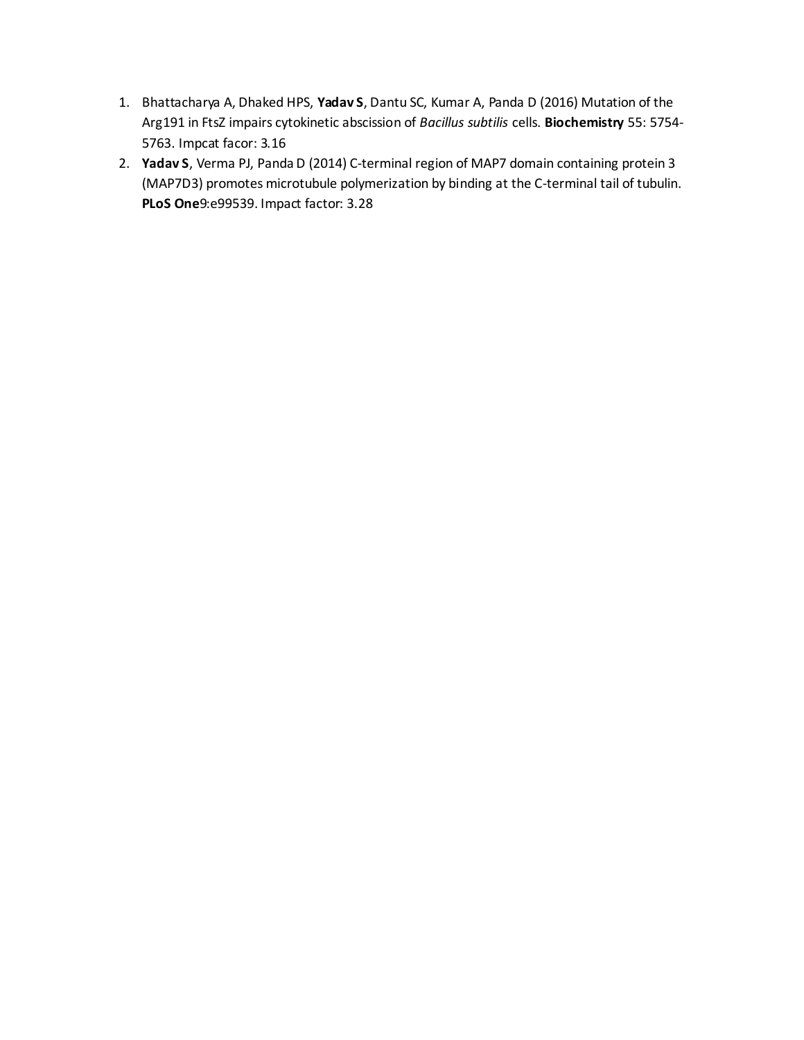1. Bhattacharya A, Dhaked HPS, **Yadav S**, Dantu SC, Kumar A, Panda D (2016) Mutation of the Arg191 in FtsZ impairs cytokinetic abscission of *Bacillus subtilis* cells. **Biochemistry** 55: 5754-5763. Impcat facor: 3.16
2. **Yadav S**, Verma PJ, Panda D (2014) C-terminal region of MAP7 domain containing protein 3 (MAP7D3) promotes microtubule polymerization by binding at the C-terminal tail of tubulin. **PLoS One**9:e99539. Impact factor: 3.28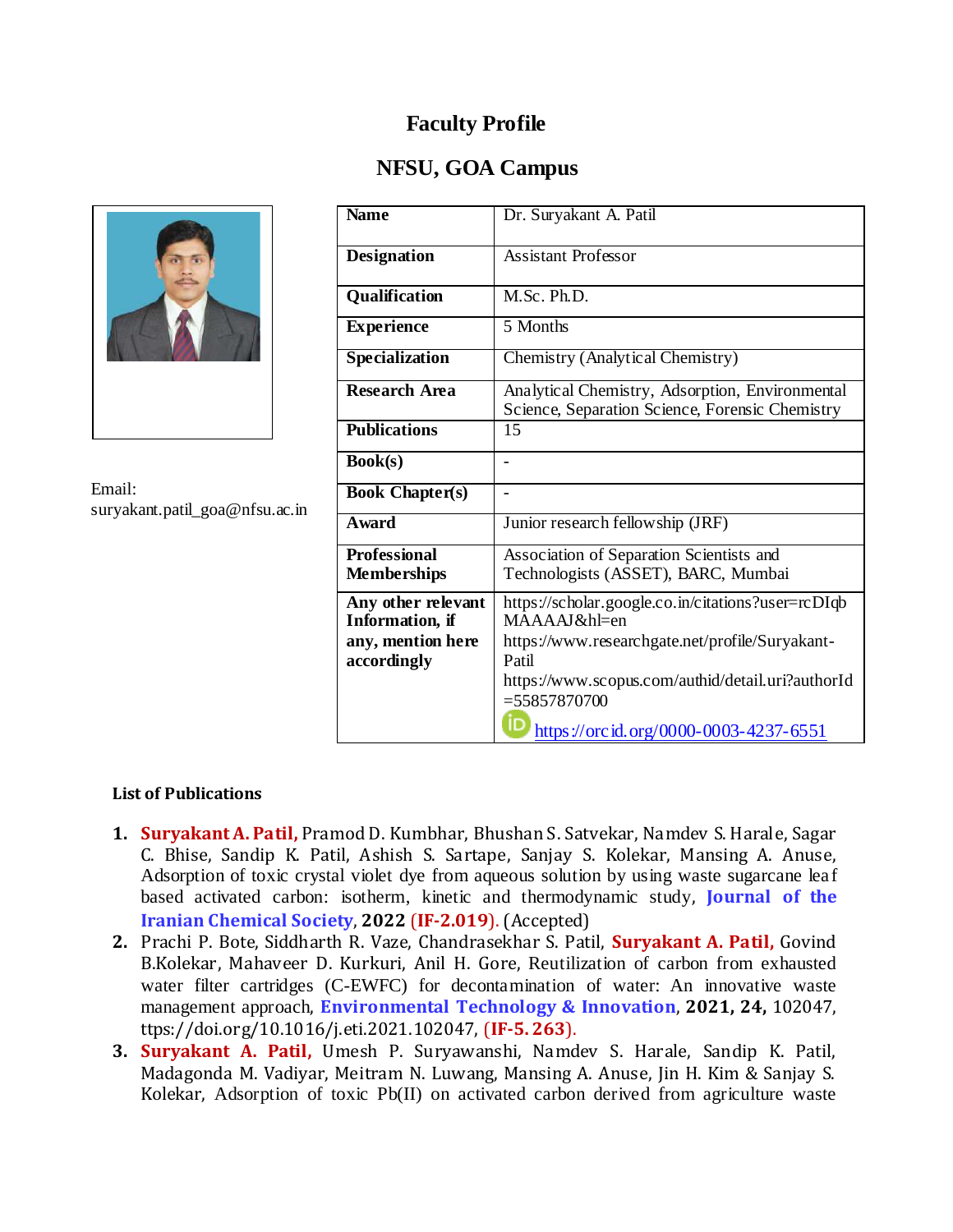# Faculty Profile

## NFSU, GOA Campus

Email: suryakant.patil_goa@nfsu.ac.in

| Name | Dr. Suryakant A. Patil |
|---|---|
| Designation | Assistant Professor |
| Qualification | M.Sc. Ph.D. |
| Experience | 5 Months |
| Specialization | Chemistry (Analytical Chemistry) |
| Research Area | Analytical Chemistry, Adsorption, Environmental Science, Separation Science, Forensic Chemistry |
| Publications | 15 |
| Book(s) | - |
| Book Chapter(s) | - |
| Award | Junior research fellowship (JRF) |
| Professional Memberships | Association of Separation Scientists and Technologists (ASSET), BARC, Mumbai |
| Any other relevant Information, if any, mention here accordingly | https://scholar.google.co.in/citations?user=rcDIqbMAAAAJ&hl=en https://www.researchgate.net/profile/Suryakant-Patil https://www.scopus.com/authid/detail.uri?authorId=55857870700 https://orcid.org/0000-0003-4237-6551 |

### List of Publications

1. **Suryakant A. Patil,** Pramod D. Kumbhar, Bhushan S. Satvekar, Namdev S. Harale, Sagar C. Bhise, Sandip K. Patil, Ashish S. Sartape, Sanjay S. Kolekar, Mansing A. Anuse, Adsorption of toxic crystal violet dye from aqueous solution by using waste sugarcane leaf based activated carbon: isotherm, kinetic and thermodynamic study, **Journal of the Iranian Chemical Society**, **2022** **(IF-2.019)**. (Accepted)
2. Prachi P. Bote, Siddharth R. Vaze, Chandrasekhar S. Patil, **Suryakant A. Patil,** Govind B.Kolekar, Mahaveer D. Kurkuri, Anil H. Gore, Reutilization of carbon from exhausted water filter cartridges (C-EWFC) for decontamination of water: An innovative waste management approach, **Environmental Technology & Innovation**, **2021, 24,** 102047, ttps://doi.org/10.1016/j.eti.2021.102047, **(IF-5.263)**.
3. **Suryakant A. Patil,** Umesh P. Suryawanshi, Namdev S. Harale, Sandip K. Patil, Madagonda M. Vadiyar, Meitram N. Luwang, Mansing A. Anuse, Jin H. Kim & Sanjay S. Kolekar, Adsorption of toxic Pb(II) on activated carbon derived from agriculture waste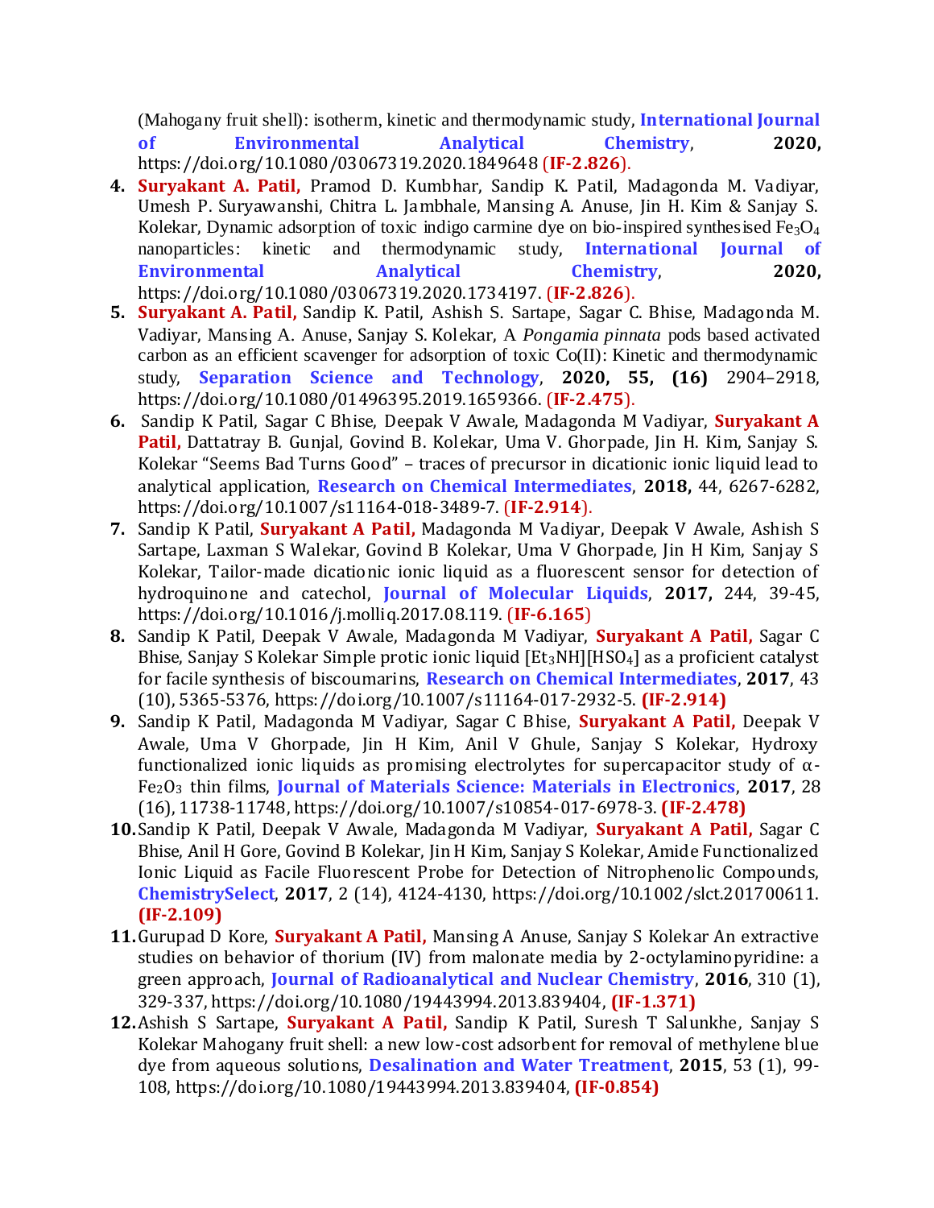(Mahogany fruit shell): isotherm, kinetic and thermodynamic study, **International Journal of Environmental Analytical Chemistry**, **2020,** https://doi.org/10.1080/03067319.2020.1849648 (**IF-2.826**).

4. **Suryakant A. Patil,** Pramod D. Kumbhar, Sandip K. Patil, Madagonda M. Vadiyar, Umesh P. Suryawanshi, Chitra L. Jambhale, Mansing A. Anuse, Jin H. Kim & Sanjay S. Kolekar, Dynamic adsorption of toxic indigo carmine dye on bio-inspired synthesised $Fe_3O_4$ nanoparticles: kinetic and thermodynamic study, **International Journal of Environmental Analytical Chemistry**, **2020,** https://doi.org/10.1080/03067319.2020.1734197. (**IF-2.826**).
5. **Suryakant A. Patil,** Sandip K. Patil, Ashish S. Sartape, Sagar C. Bhise, Madagonda M. Vadiyar, Mansing A. Anuse, Sanjay S. Kolekar, A *Pongamia pinnata* pods based activated carbon as an efficient scavenger for adsorption of toxic Co(II): Kinetic and thermodynamic study, **Separation Science and Technology**, **2020, 55, (16)** 2904–2918, https://doi.org/10.1080/01496395.2019.1659366. (**IF-2.475**).
6. Sandip K Patil, Sagar C Bhise, Deepak V Awale, Madagonda M Vadiyar, **Suryakant A Patil,** Dattatray B. Gunjal, Govind B. Kolekar, Uma V. Ghorpade, Jin H. Kim, Sanjay S. Kolekar "Seems Bad Turns Good" – traces of precursor in dicationic ionic liquid lead to analytical application, **Research on Chemical Intermediates**, **2018,** 44, 6267-6282, https://doi.org/10.1007/s11164-018-3489-7. (**IF-2.914**).
7. Sandip K Patil, **Suryakant A Patil,** Madagonda M Vadiyar, Deepak V Awale, Ashish S Sartape, Laxman S Walekar, Govind B Kolekar, Uma V Ghorpade, Jin H Kim, Sanjay S Kolekar, Tailor-made dicationic ionic liquid as a fluorescent sensor for detection of hydroquinone and catechol, **Journal of Molecular Liquids**, **2017,** 244, 39-45, https://doi.org/10.1016/j.molliq.2017.08.119. (**IF-6.165**)
8. Sandip K Patil, Deepak V Awale, Madagonda M Vadiyar, **Suryakant A Patil,** Sagar C Bhise, Sanjay S Kolekar Simple protic ionic liquid $[Et_3NH][HSO_4]$ as a proficient catalyst for facile synthesis of biscoumarins, **Research on Chemical Intermediates**, **2017**, 43 (10), 5365-5376, https://doi.org/10.1007/s11164-017-2932-5. **(IF-2.914)**
9. Sandip K Patil, Madagonda M Vadiyar, Sagar C Bhise, **Suryakant A Patil,** Deepak V Awale, Uma V Ghorpade, Jin H Kim, Anil V Ghule, Sanjay S Kolekar, Hydroxy functionalized ionic liquids as promising electrolytes for supercapacitor study of α-$Fe_2O_3$ thin films, **Journal of Materials Science: Materials in Electronics**, **2017**, 28 (16), 11738-11748, https://doi.org/10.1007/s10854-017-6978-3. **(IF-2.478)**
10. Sandip K Patil, Deepak V Awale, Madagonda M Vadiyar, **Suryakant A Patil,** Sagar C Bhise, Anil H Gore, Govind B Kolekar, Jin H Kim, Sanjay S Kolekar, Amide Functionalized Ionic Liquid as Facile Fluorescent Probe for Detection of Nitrophenolic Compounds, **ChemistrySelect**, **2017**, 2 (14), 4124-4130, https://doi.org/10.1002/slct.201700611. **(IF-2.109)**
11. Gurupad D Kore, **Suryakant A Patil,** Mansing A Anuse, Sanjay S Kolekar An extractive studies on behavior of thorium (IV) from malonate media by 2-octylaminopyridine: a green approach, **Journal of Radioanalytical and Nuclear Chemistry**, **2016**, 310 (1), 329-337, https://doi.org/10.1080/19443994.2013.839404, **(IF-1.371)**
12. Ashish S Sartape, **Suryakant A Patil,** Sandip K Patil, Suresh T Salunkhe, Sanjay S Kolekar Mahogany fruit shell: a new low-cost adsorbent for removal of methylene blue dye from aqueous solutions, **Desalination and Water Treatment**, **2015**, 53 (1), 99-108, https://doi.org/10.1080/19443994.2013.839404, **(IF-0.854)**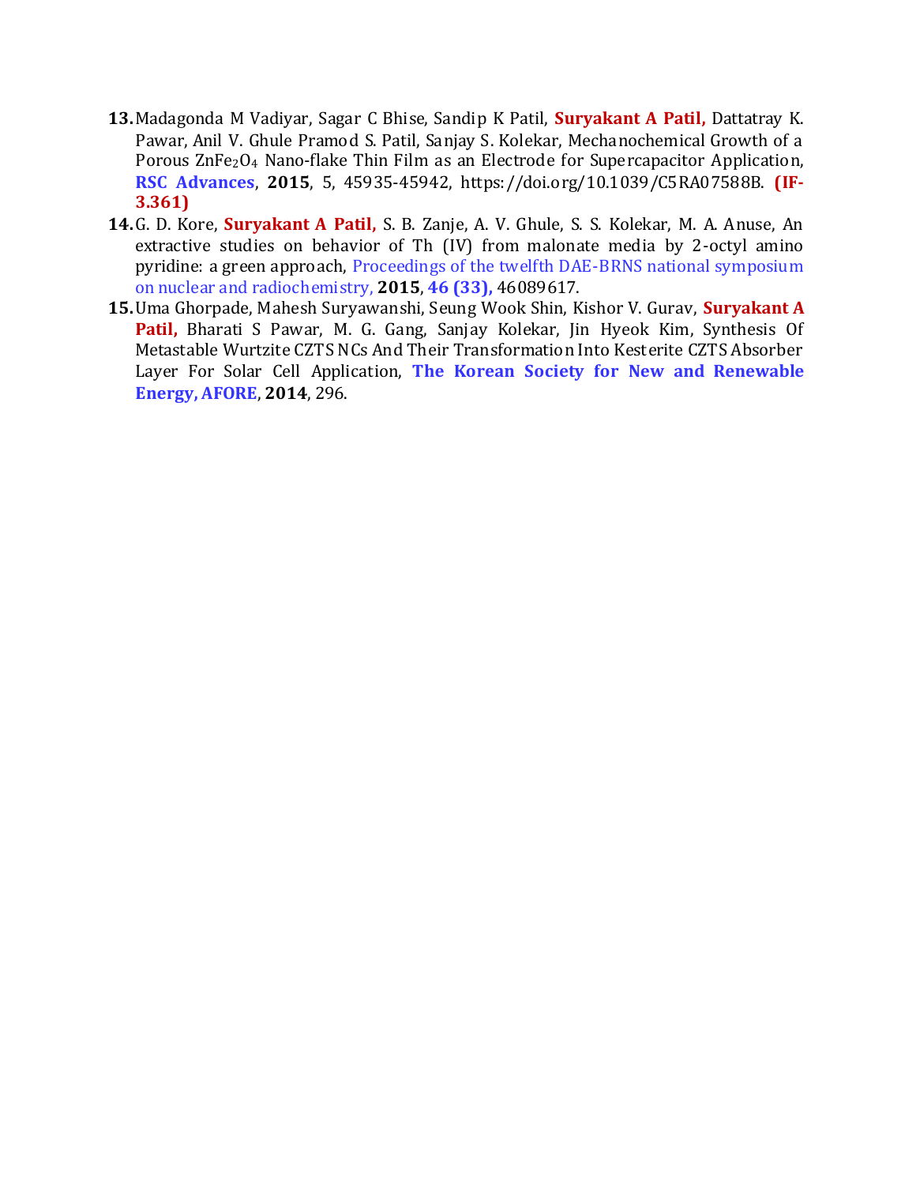13. Madagonda M Vadiyar, Sagar C Bhise, Sandip K Patil, **Suryakant A Patil,** Dattatray K. Pawar, Anil V. Ghule Pramod S. Patil, Sanjay S. Kolekar, Mechanochemical Growth of a Porous $ZnFe_2O_4$ Nano-flake Thin Film as an Electrode for Supercapacitor Application, **RSC Advances**, **2015**, 5, 45935-45942, https://doi.org/10.1039/C5RA07588B. **(IF-3.361)**
14. G. D. Kore, **Suryakant A Patil,** S. B. Zanje, A. V. Ghule, S. S. Kolekar, M. A. Anuse, An extractive studies on behavior of Th (IV) from malonate media by 2-octyl amino pyridine: a green approach, Proceedings of the twelfth DAE-BRNS national symposium on nuclear and radiochemistry, **2015**, **46 (33),** 46089617.
15. Uma Ghorpade, Mahesh Suryawanshi, Seung Wook Shin, Kishor V. Gurav, **Suryakant A Patil,** Bharati S Pawar, M. G. Gang, Sanjay Kolekar, Jin Hyeok Kim, Synthesis Of Metastable Wurtzite CZTS NCs And Their Transformation Into Kesterite CZTS Absorber Layer For Solar Cell Application, **The Korean Society for New and Renewable Energy, AFORE**, **2014**, 296.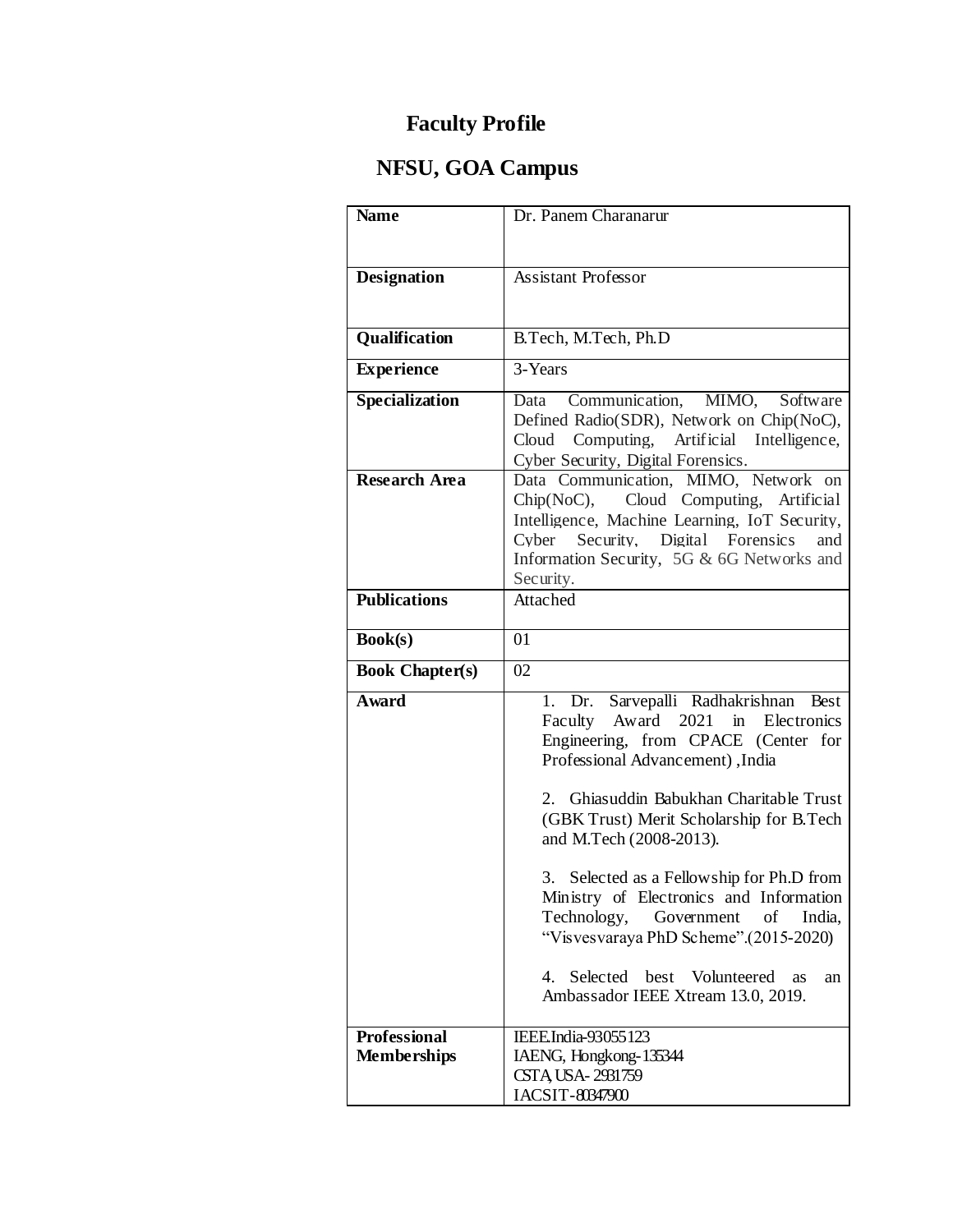# Faculty Profile

# NFSU, GOA Campus

| **Name** | Dr. Panem Charanarur |
|---|---|
| **Designation** | Assistant Professor |
| **Qualification** | B.Tech, M.Tech, Ph.D |
| **Experience** | 3-Years |
| **Specialization** | Data Communication, MIMO, Software Defined Radio(SDR), Network on Chip(NoC), Cloud Computing, Artificial Intelligence, Cyber Security, Digital Forensics. |
| **Research Area** | Data Communication, MIMO, Network on Chip(NoC), Cloud Computing, Artificial Intelligence, Machine Learning, IoT Security, Cyber Security, Digital Forensics and Information Security, 5G & 6G Networks and Security. |
| **Publications** | Attached |
| **Book(s)** | 01 |
| **Book Chapter(s)** | 02 |
| **Award** | 1. Dr. Sarvepalli Radhakrishnan Best Faculty Award 2021 in Electronics Engineering, from CPACE (Center for Professional Advancement) ,India<br><br>2. Ghiasuddin Babukhan Charitable Trust (GBK Trust) Merit Scholarship for B.Tech and M.Tech (2008-2013).<br><br>3. Selected as a Fellowship for Ph.D from Ministry of Electronics and Information Technology, Government of India, "Visvesvaraya PhD Scheme".(2015-2020)<br><br>4. Selected best Volunteered as an Ambassador IEEE Xtream 13.0, 2019. |
| **Professional Memberships** | IEEE.India-93055123<br>IAENG, Hongkong-135344<br>CSTA, USA- 2931759<br>IACSIT-80347900 |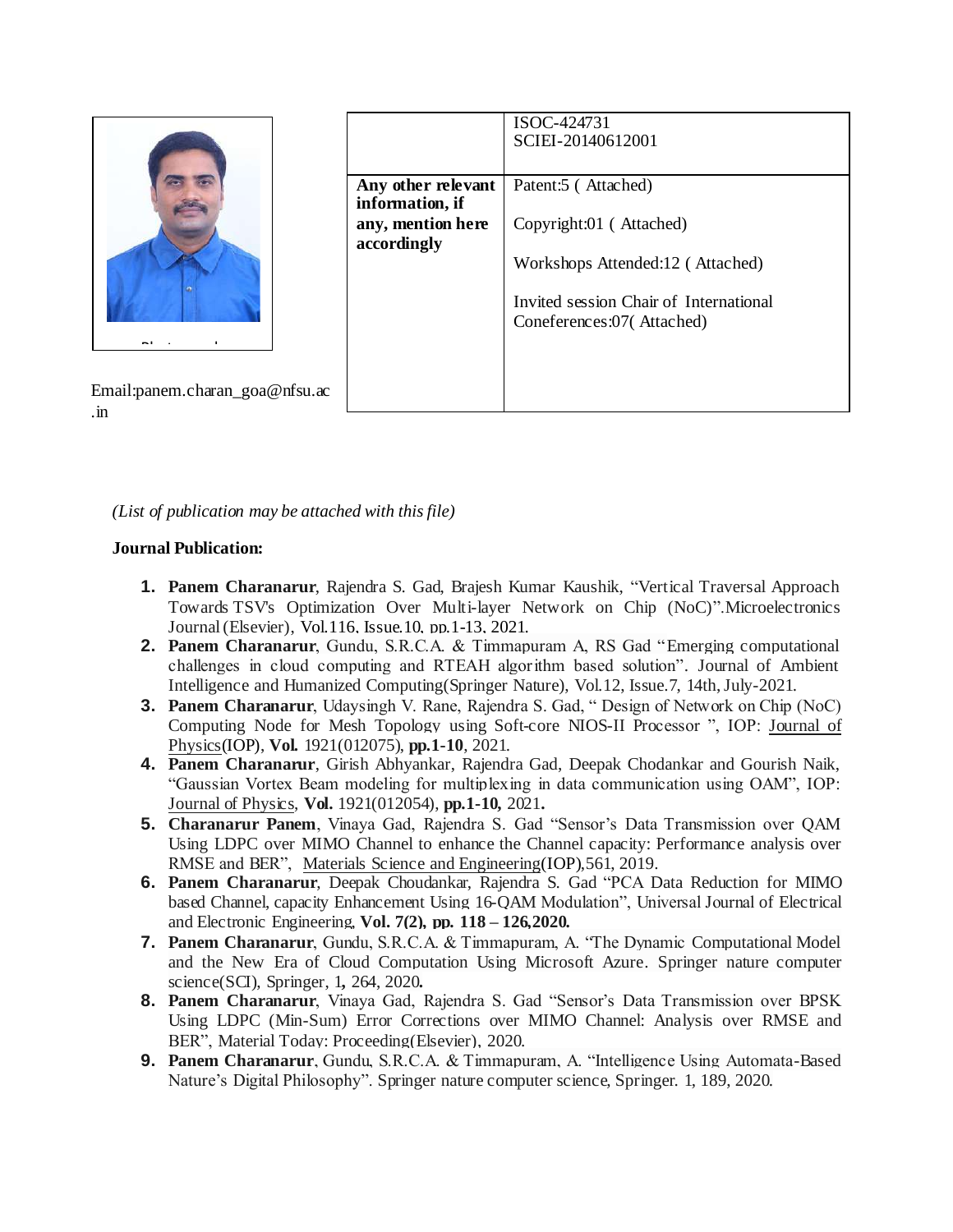| | ISOC-424731<br>SCIEI-20140612001 |
|---|---|
| **Any other relevant information, if any, mention here accordingly** | Patent:5 ( Attached)<br><br>Copyright:01 ( Attached)<br><br>Workshops Attended:12 ( Attached)<br><br>Invited session Chair of International Coneferences:07( Attached) |

Email:panem.charan_goa@nfsu.ac.in

*(List of publication may be attached with this file)*

**Journal Publication:**

1. **Panem Charanarur**, Rajendra S. Gad, Brajesh Kumar Kaushik, "Vertical Traversal Approach Towards TSV's Optimization Over Multi-layer Network on Chip (NoC)".Microelectronics Journal (Elsevier), Vol.116, Issue.10, pp.1-13, 2021.
2. **Panem Charanarur**, Gundu, S.R.C.A. & Timmapuram A, RS Gad "Emerging computational challenges in cloud computing and RTEAH algorithm based solution". Journal of Ambient Intelligence and Humanized Computing(Springer Nature), Vol.12, Issue.7, 14th, July-2021.
3. **Panem Charanarur**, Udaysingh V. Rane, Rajendra S. Gad, " Design of Network on Chip (NoC) Computing Node for Mesh Topology using Soft-core NIOS-II Processor ", IOP: Journal of Physics(IOP), **Vol.** 1921(012075), **pp.1-10**, 2021.
4. **Panem Charanarur**, Girish Abhyankar, Rajendra Gad, Deepak Chodankar and Gourish Naik, "Gaussian Vortex Beam modeling for multiplexing in data communication using OAM", IOP: Journal of Physics, **Vol.** 1921(012054), **pp.1-10,** 2021**.**
5. **Charanarur Panem**, Vinaya Gad, Rajendra S. Gad "Sensor's Data Transmission over QAM Using LDPC over MIMO Channel to enhance the Channel capacity: Performance analysis over RMSE and BER", Materials Science and Engineering(IOP),561, 2019.
6. **Panem Charanarur**, Deepak Choudankar, Rajendra S. Gad "PCA Data Reduction for MIMO based Channel, capacity Enhancement Using 16-QAM Modulation", Universal Journal of Electrical and Electronic Engineering, **Vol. 7(2), pp. 118 – 126,2020.**
7. **Panem Charanarur**, Gundu, S.R.C.A. & Timmapuram, A. "The Dynamic Computational Model and the New Era of Cloud Computation Using Microsoft Azure. Springer nature computer science(SCI), Springer, 1**,** 264, 2020**.**
8. **Panem Charanarur**, Vinaya Gad, Rajendra S. Gad "Sensor's Data Transmission over BPSK Using LDPC (Min-Sum) Error Corrections over MIMO Channel: Analysis over RMSE and BER", Material Today: Proceeding(Elsevier), 2020.
9. **Panem Charanarur**, Gundu, S.R.C.A. & Timmapuram, A. "Intelligence Using Automata-Based Nature's Digital Philosophy". Springer nature computer science, Springer. 1, 189, 2020.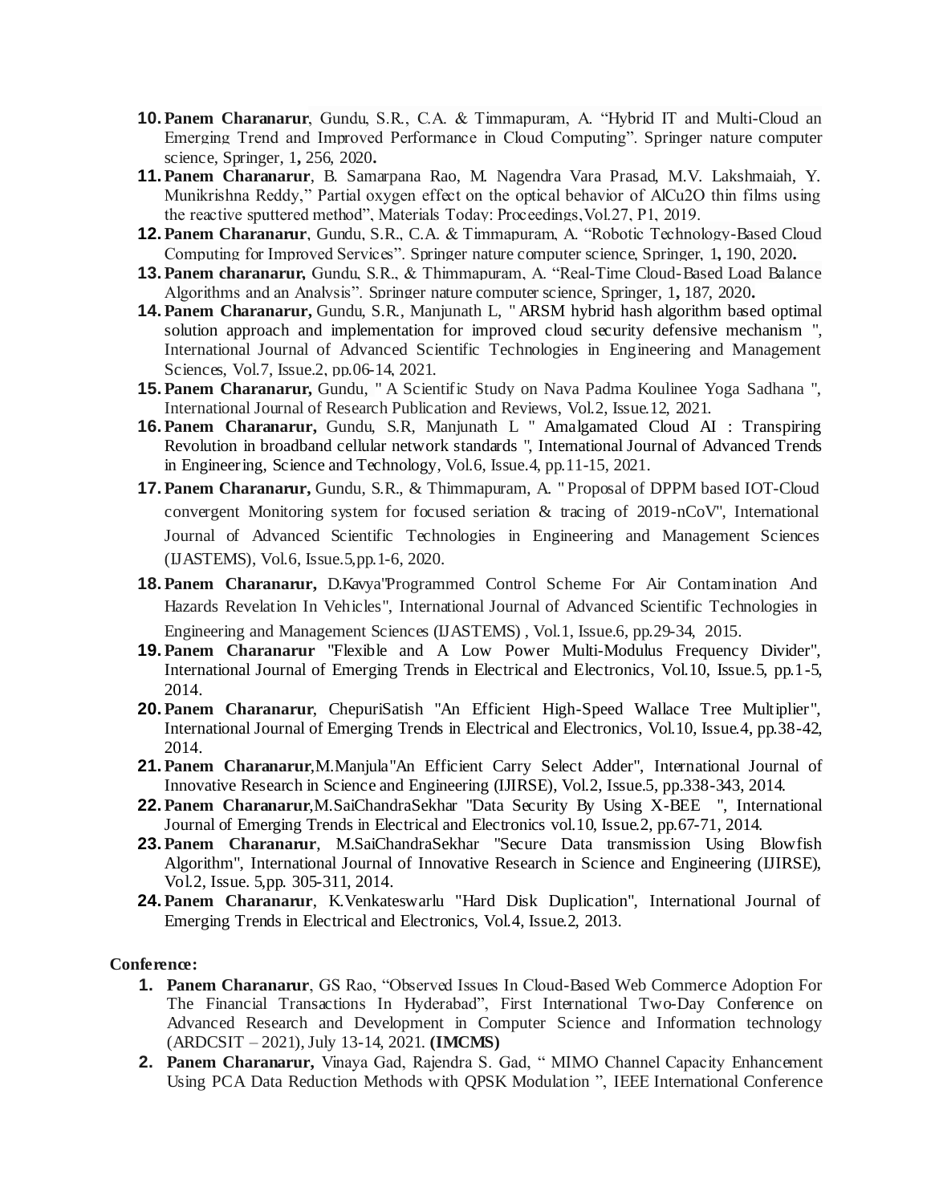10. **Panem Charanarur**, Gundu, S.R., C.A. & Timmapuram, A. "Hybrid IT and Multi-Cloud an Emerging Trend and Improved Performance in Cloud Computing". Springer nature computer science, Springer, 1**,** 256, 2020**.**
11. **Panem Charanarur**, B. Samarpana Rao, M. Nagendra Vara Prasad, M.V. Lakshmaiah, Y. Munikrishna Reddy," Partial oxygen effect on the optical behavior of AlCu2O thin films using the reactive sputtered method", Materials Today: Proceedings,Vol.27, P1, 2019.
12. **Panem Charanarur**, Gundu, S.R., C.A. & Timmapuram, A. "Robotic Technology-Based Cloud Computing for Improved Services". Springer nature computer science, Springer, 1**,** 190, 2020**.**
13. **Panem charanarur,** Gundu, S.R., & Thimmapuram, A. "Real-Time Cloud-Based Load Balance Algorithms and an Analysis". Springer nature computer science, Springer, 1**,** 187, 2020**.**
14. **Panem Charanarur,** Gundu, S.R., Manjunath L, " ARSM hybrid hash algorithm based optimal solution approach and implementation for improved cloud security defensive mechanism ", International Journal of Advanced Scientific Technologies in Engineering and Management Sciences, Vol.7, Issue.2, pp.06-14, 2021.
15. **Panem Charanarur,** Gundu, " A Scientific Study on Nava Padma Koulinee Yoga Sadhana ", International Journal of Research Publication and Reviews, Vol.2, Issue.12, 2021.
16. **Panem Charanarur,** Gundu, S.R, Manjunath L " Amalgamated Cloud AI : Transpiring Revolution in broadband cellular network standards ", International Journal of Advanced Trends in Engineering, Science and Technology, Vol.6, Issue.4, pp.11-15, 2021.
17. **Panem Charanarur,** Gundu, S.R., & Thimmapuram, A. " Proposal of DPPM based IOT-Cloud convergent Monitoring system for focused seriation & tracing of 2019-nCoV", International Journal of Advanced Scientific Technologies in Engineering and Management Sciences (IJASTEMS), Vol.6, Issue.5,pp.1-6, 2020.
18. **Panem Charanarur,** D.Kavya"Programmed Control Scheme For Air Contamination And Hazards Revelation In Vehicles", International Journal of Advanced Scientific Technologies in Engineering and Management Sciences (IJASTEMS) , Vol.1, Issue.6, pp.29-34, 2015.
19. **Panem Charanarur** "Flexible and A Low Power Multi-Modulus Frequency Divider", International Journal of Emerging Trends in Electrical and Electronics, Vol.10, Issue.5, pp.1-5, 2014.
20. **Panem Charanarur**, ChepuriSatish "An Efficient High-Speed Wallace Tree Multiplier", International Journal of Emerging Trends in Electrical and Electronics, Vol.10, Issue.4, pp.38-42, 2014.
21. **Panem Charanarur**,M.Manjula"An Efficient Carry Select Adder", International Journal of Innovative Research in Science and Engineering (IJIRSE), Vol.2, Issue.5, pp.338-343, 2014.
22. **Panem Charanarur**,M.SaiChandraSekhar "Data Security By Using X-BEE ", International Journal of Emerging Trends in Electrical and Electronics vol.10, Issue.2, pp.67-71, 2014.
23. **Panem Charanarur**, M.SaiChandraSekhar "Secure Data transmission Using Blowfish Algorithm", International Journal of Innovative Research in Science and Engineering (IJIRSE), Vol.2, Issue. 5,pp. 305-311, 2014.
24. **Panem Charanarur**, K.Venkateswarlu "Hard Disk Duplication", International Journal of Emerging Trends in Electrical and Electronics, Vol.4, Issue.2, 2013.

**Conference:**

1. **Panem Charanarur**, GS Rao, "Observed Issues In Cloud-Based Web Commerce Adoption For The Financial Transactions In Hyderabad", First International Two-Day Conference on Advanced Research and Development in Computer Science and Information technology (ARDCSIT – 2021), July 13-14, 2021. **(IMCMS)**
2. **Panem Charanarur,** Vinaya Gad, Rajendra S. Gad, " MIMO Channel Capacity Enhancement Using PCA Data Reduction Methods with QPSK Modulation ", IEEE International Conference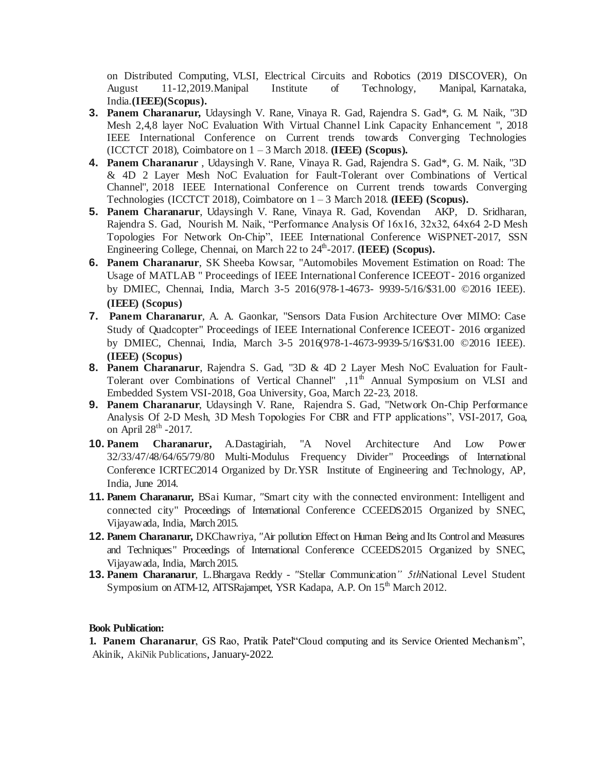on Distributed Computing, VLSI, Electrical Circuits and Robotics (2019 DISCOVER), On August 11-12,2019.Manipal Institute of Technology, Manipal, Karnataka, India.**(IEEE)(Scopus).**

3. **Panem Charanarur,** Udaysingh V. Rane, Vinaya R. Gad, Rajendra S. Gad*, G. M. Naik, "3D Mesh 2,4,8 layer NoC Evaluation With Virtual Channel Link Capacity Enhancement ", 2018 IEEE International Conference on Current trends towards Converging Technologies (ICCTCT 2018), Coimbatore on 1 – 3 March 2018. **(IEEE) (Scopus).**
4. **Panem Charanarur** , Udaysingh V. Rane, Vinaya R. Gad, Rajendra S. Gad*, G. M. Naik, "3D & 4D 2 Layer Mesh NoC Evaluation for Fault-Tolerant over Combinations of Vertical Channel", 2018 IEEE International Conference on Current trends towards Converging Technologies (ICCTCT 2018), Coimbatore on 1 – 3 March 2018. **(IEEE) (Scopus).**
5. **Panem Charanarur**, Udaysingh V. Rane, Vinaya R. Gad, Kovendan AKP, D. Sridharan, Rajendra S. Gad, Nourish M. Naik, "Performance Analysis Of 16x16, 32x32, 64x64 2-D Mesh Topologies For Network On-Chip", IEEE International Conference WiSPNET-2017, SSN Engineering College, Chennai, on March 22 to 24th-2017. **(IEEE) (Scopus).**
6. **Panem Charanarur**, SK Sheeba Kowsar, "Automobiles Movement Estimation on Road: The Usage of MATLAB " Proceedings of IEEE International Conference ICEEOT- 2016 organized by DMIEC, Chennai, India, March 3-5 2016(978-1-4673- 9939-5/16/$31.00 ©2016 IEEE). **(IEEE) (Scopus)**
7. **Panem Charanarur**, A. A. Gaonkar, "Sensors Data Fusion Architecture Over MIMO: Case Study of Quadcopter" Proceedings of IEEE International Conference ICEEOT- 2016 organized by DMIEC, Chennai, India, March 3-5 2016(978-1-4673-9939-5/16/$31.00 ©2016 IEEE). **(IEEE) (Scopus)**
8. **Panem Charanarur**, Rajendra S. Gad, "3D & 4D 2 Layer Mesh NoC Evaluation for Fault-Tolerant over Combinations of Vertical Channel" ,11th Annual Symposium on VLSI and Embedded System VSI-2018, Goa University, Goa, March 22-23, 2018.
9. **Panem Charanarur**, Udaysingh V. Rane, Rajendra S. Gad, "Network On-Chip Performance Analysis Of 2-D Mesh, 3D Mesh Topologies For CBR and FTP applications", VSI-2017, Goa, on April 28th -2017.
10. **Panem Charanarur,** A.Dastagiriah, "A Novel Architecture And Low Power 32/33/47/48/64/65/79/80 Multi-Modulus Frequency Divider" Proceedings of International Conference ICRTEC2014 Organized by Dr.YSR Institute of Engineering and Technology, AP, India, June 2014.
11. **Panem Charanarur,** BSai Kumar, "Smart city with the connected environment: Intelligent and connected city" Proceedings of International Conference CCEEDS2015 Organized by SNEC, Vijayawada, India, March 2015.
12. **Panem Charanarur,** DKChawriya, "Air pollution Effect on Human Being and Its Control and Measures and Techniques" Proceedings of International Conference CCEEDS2015 Organized by SNEC, Vijayawada, India, March 2015.
13. **Panem Charanarur**, L.Bhargava Reddy - "Stellar Communication" *5th*National Level Student Symposium on ATM-12, AITSRajampet, YSR Kadapa, A.P. On 15th March 2012.

**Book Publication:**

1. **Panem Charanarur**, GS Rao, Pratik Patel"Cloud computing and its Service Oriented Mechanism", Akinik, AkiNik Publications, January-2022.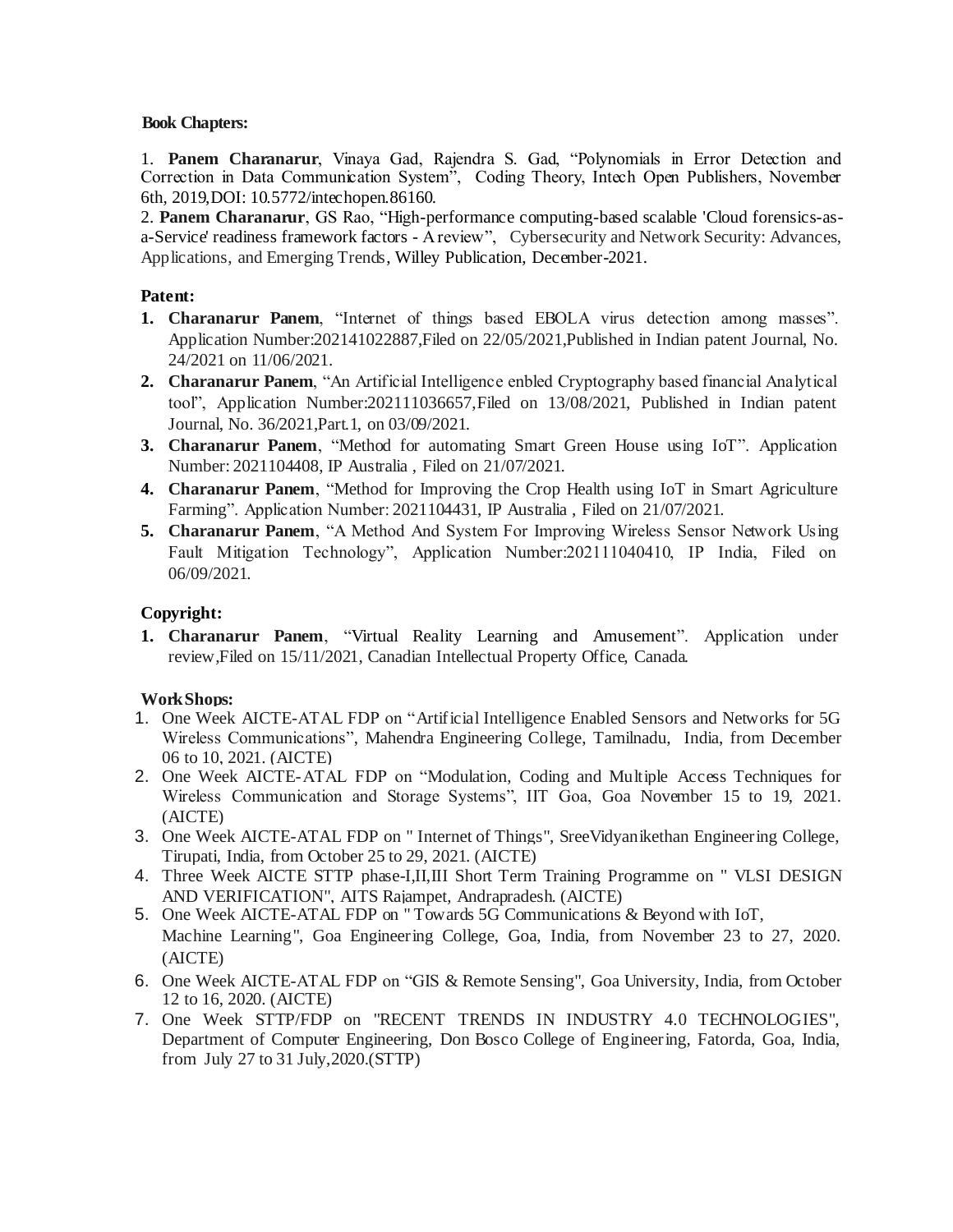**Book Chapters:**

1. **Panem Charanarur**, Vinaya Gad, Rajendra S. Gad, "Polynomials in Error Detection and Correction in Data Communication System", Coding Theory, Intech Open Publishers, November 6th, 2019,DOI: 10.5772/intechopen.86160.
2. **Panem Charanarur**, GS Rao, "High-performance computing-based scalable 'Cloud forensics-as-a-Service' readiness framework factors - A review", Cybersecurity and Network Security: Advances, Applications, and Emerging Trends, Willey Publication, December-2021.

**Patent:**

1. **Charanarur Panem**, "Internet of things based EBOLA virus detection among masses". Application Number:202141022887,Filed on 22/05/2021,Published in Indian patent Journal, No. 24/2021 on 11/06/2021.
2. **Charanarur Panem**, "An Artificial Intelligence enbled Cryptography based financial Analytical tool", Application Number:202111036657,Filed on 13/08/2021, Published in Indian patent Journal, No. 36/2021,Part.1, on 03/09/2021.
3. **Charanarur Panem**, "Method for automating Smart Green House using IoT". Application Number: 2021104408, IP Australia , Filed on 21/07/2021.
4. **Charanarur Panem**, "Method for Improving the Crop Health using IoT in Smart Agriculture Farming". Application Number: 2021104431, IP Australia , Filed on 21/07/2021.
5. **Charanarur Panem**, "A Method And System For Improving Wireless Sensor Network Using Fault Mitigation Technology", Application Number:202111040410, IP India, Filed on 06/09/2021.

**Copyright:**

1. **Charanarur Panem**, "Virtual Reality Learning and Amusement". Application under review,Filed on 15/11/2021, Canadian Intellectual Property Office, Canada.

**WorkShops:**

1. One Week AICTE-ATAL FDP on "Artificial Intelligence Enabled Sensors and Networks for 5G Wireless Communications", Mahendra Engineering College, Tamilnadu, India, from December 06 to 10, 2021. (AICTE)
2. One Week AICTE-ATAL FDP on "Modulation, Coding and Multiple Access Techniques for Wireless Communication and Storage Systems", IIT Goa, Goa November 15 to 19, 2021. (AICTE)
3. One Week AICTE-ATAL FDP on " Internet of Things", SreeVidyanikethan Engineering College, Tirupati, India, from October 25 to 29, 2021. (AICTE)
4. Three Week AICTE STTP phase-I,II,III Short Term Training Programme on " VLSI DESIGN AND VERIFICATION", AITS Rajampet, Andrapradesh. (AICTE)
5. One Week AICTE-ATAL FDP on " Towards 5G Communications & Beyond with IoT, Machine Learning", Goa Engineering College, Goa, India, from November 23 to 27, 2020. (AICTE)
6. One Week AICTE-ATAL FDP on "GIS & Remote Sensing", Goa University, India, from October 12 to 16, 2020. (AICTE)
7. One Week STTP/FDP on "RECENT TRENDS IN INDUSTRY 4.0 TECHNOLOGIES", Department of Computer Engineering, Don Bosco College of Engineering, Fatorda, Goa, India, from July 27 to 31 July,2020.(STTP)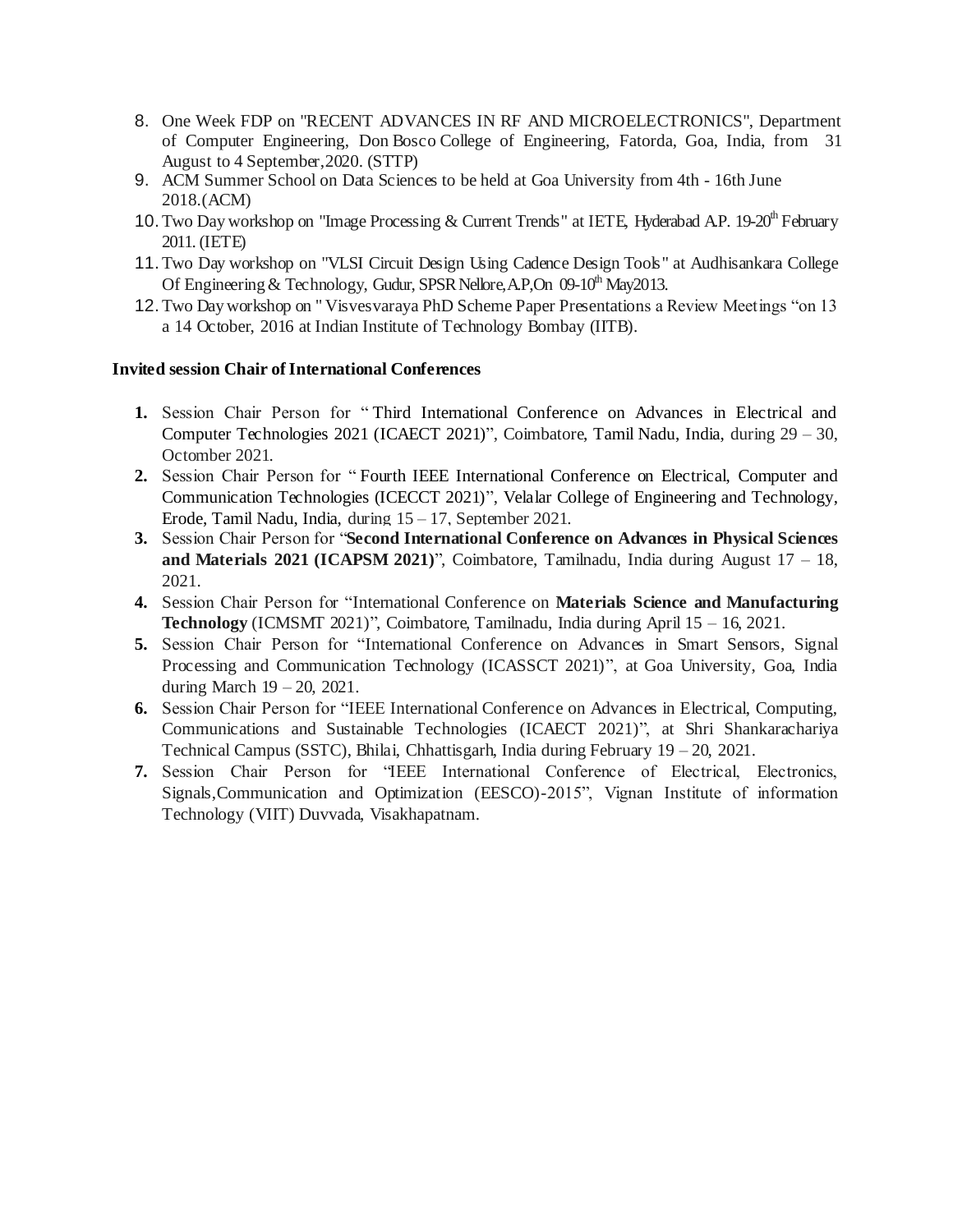8. One Week FDP on "RECENT ADVANCES IN RF AND MICROELECTRONICS", Department of Computer Engineering, Don Bosco College of Engineering, Fatorda, Goa, India, from 31 August to 4 September,2020. (STTP)
9. ACM Summer School on Data Sciences to be held at Goa University from 4th - 16th June 2018.(ACM)
10. Two Day workshop on "Image Processing & Current Trends" at IETE, Hyderabad A.P. 19-20th February 2011. (IETE)
11. Two Day workshop on "VLSI Circuit Design Using Cadence Design Tools" at Audhisankara College Of Engineering & Technology, Gudur, SPSR Nellore, A.P,On 09-10th May2013.
12. Two Day workshop on " Visvesvaraya PhD Scheme Paper Presentations a Review Meetings "on 13 a 14 October, 2016 at Indian Institute of Technology Bombay (IITB).

**Invited session Chair of International Conferences**

1. Session Chair Person for " Third International Conference on Advances in Electrical and Computer Technologies 2021 (ICAECT 2021)", Coimbatore, Tamil Nadu, India, during 29 – 30, Octomber 2021.
2. Session Chair Person for " Fourth IEEE International Conference on Electrical, Computer and Communication Technologies (ICECCT 2021)", Velalar College of Engineering and Technology, Erode, Tamil Nadu, India, during 15 – 17, September 2021.
3. Session Chair Person for "**Second International Conference on Advances in Physical Sciences and Materials 2021 (ICAPSM 2021)**", Coimbatore, Tamilnadu, India during August 17 – 18, 2021.
4. Session Chair Person for "International Conference on **Materials Science and Manufacturing Technology** (ICMSMT 2021)", Coimbatore, Tamilnadu, India during April 15 – 16, 2021.
5. Session Chair Person for "International Conference on Advances in Smart Sensors, Signal Processing and Communication Technology (ICASSCT 2021)", at Goa University, Goa, India during March 19 – 20, 2021.
6. Session Chair Person for "IEEE International Conference on Advances in Electrical, Computing, Communications and Sustainable Technologies (ICAECT 2021)", at Shri Shankarachariya Technical Campus (SSTC), Bhilai, Chhattisgarh, India during February 19 – 20, 2021.
7. Session Chair Person for "IEEE International Conference of Electrical, Electronics, Signals,Communication and Optimization (EESCO)-2015", Vignan Institute of information Technology (VIIT) Duvvada, Visakhapatnam.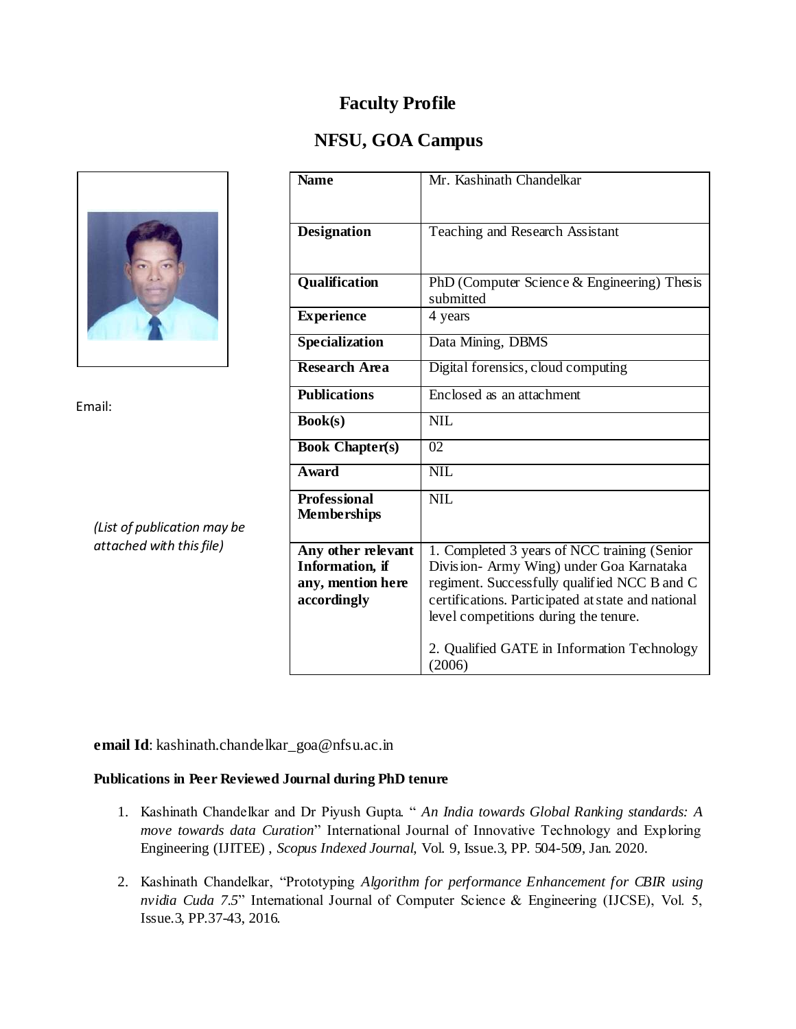# Faculty Profile

## NFSU, GOA Campus

Email:

*(List of publication may be attached with this file)*

| Name | Mr. Kashinath Chandelkar |
|---|---|
| **Designation** | Teaching and Research Assistant |
| **Qualification** | PhD (Computer Science & Engineering) Thesis submitted |
| **Experience** | 4 years |
| **Specialization** | Data Mining, DBMS |
| **Research Area** | Digital forensics, cloud computing |
| **Publications** | Enclosed as an attachment |
| **Book(s)** | NIL |
| **Book Chapter(s)** | 02 |
| **Award** | NIL |
| **Professional Memberships** | NIL |
| **Any other relevant Information, if any, mention here accordingly** | 1. Completed 3 years of NCC training (Senior Division- Army Wing) under Goa Karnataka regiment. Successfully qualified NCC B and C certifications. Participated at state and national level competitions during the tenure. <br><br> 2. Qualified GATE in Information Technology (2006) |

**email Id**: kashinath.chandelkar_goa@nfsu.ac.in

**Publications in Peer Reviewed Journal during PhD tenure**

1. Kashinath Chandelkar and Dr Piyush Gupta. " *An India towards Global Ranking standards: A move towards data Curation*" International Journal of Innovative Technology and Exploring Engineering (IJITEE) , *Scopus Indexed Journal*, Vol. 9, Issue.3, PP. 504-509, Jan. 2020.

2. Kashinath Chandelkar, "Prototyping *Algorithm for performance Enhancement for CBIR using nvidia Cuda 7.5*" International Journal of Computer Science & Engineering (IJCSE), Vol. 5, Issue.3, PP.37-43, 2016.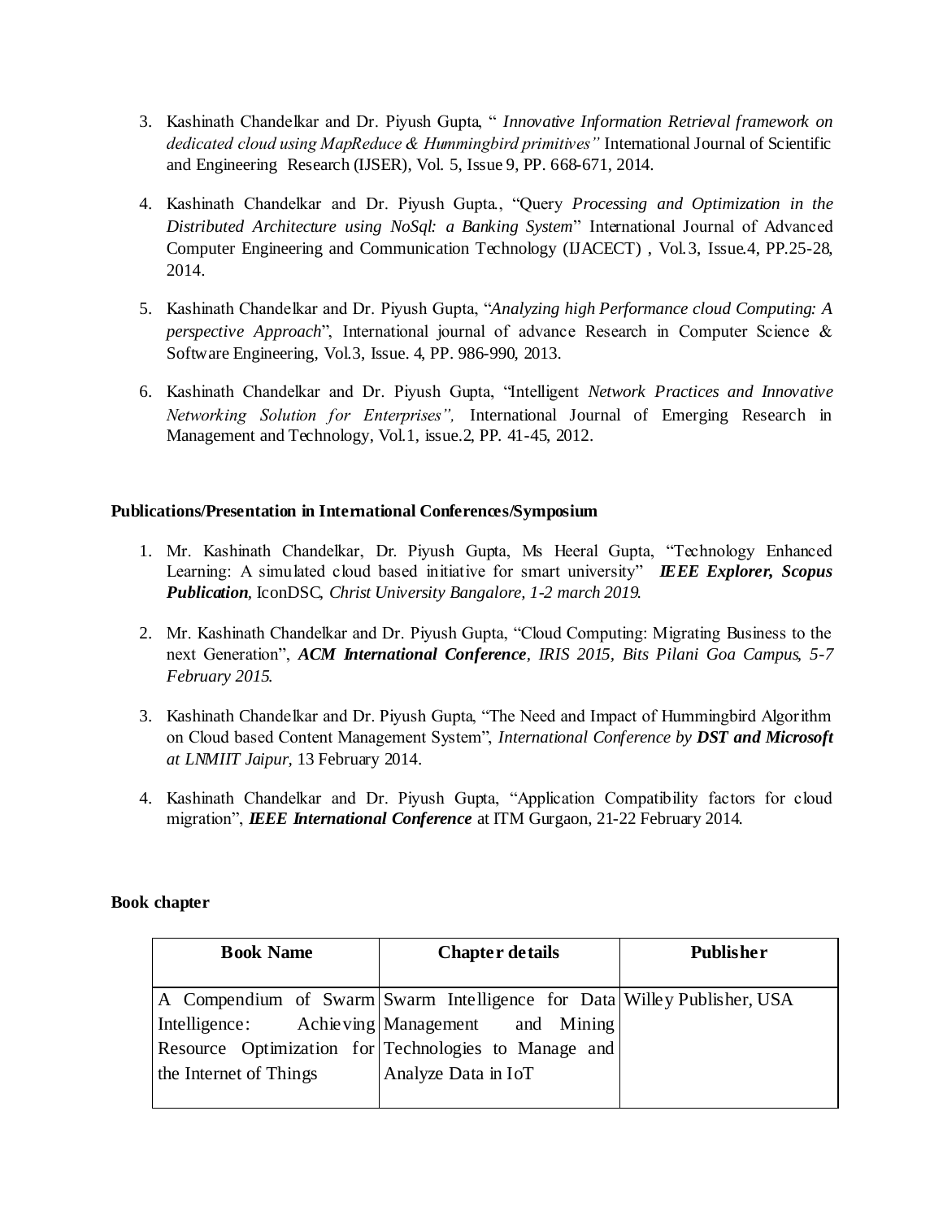3. Kashinath Chandelkar and Dr. Piyush Gupta, " *Innovative Information Retrieval framework on dedicated cloud using MapReduce & Hummingbird primitives"* International Journal of Scientific and Engineering Research (IJSER), Vol. 5, Issue 9, PP. 668-671, 2014.

4. Kashinath Chandelkar and Dr. Piyush Gupta., "Query *Processing and Optimization in the Distributed Architecture using NoSql: a Banking System*" International Journal of Advanced Computer Engineering and Communication Technology (IJACECT) , Vol.3, Issue.4, PP.25-28, 2014.

5. Kashinath Chandelkar and Dr. Piyush Gupta, "*Analyzing high Performance cloud Computing: A perspective Approach*", International journal of advance Research in Computer Science & Software Engineering, Vol.3, Issue. 4, PP. 986-990, 2013.

6. Kashinath Chandelkar and Dr. Piyush Gupta, "Intelligent *Network Practices and Innovative Networking Solution for Enterprises",* International Journal of Emerging Research in Management and Technology, Vol.1, issue.2, PP. 41-45, 2012.

**Publications/Presentation in International Conferences/Symposium**

1. Mr. Kashinath Chandelkar, Dr. Piyush Gupta, Ms Heeral Gupta, "Technology Enhanced Learning: A simulated cloud based initiative for smart university" ***IEEE Explorer, Scopus Publication***, IconDSC, *Christ University Bangalore, 1-2 march 2019.*

2. Mr. Kashinath Chandelkar and Dr. Piyush Gupta, "Cloud Computing: Migrating Business to the next Generation", ***ACM International Conference***, *IRIS 2015, Bits Pilani Goa Campus, 5-7 February 2015.*

3. Kashinath Chandelkar and Dr. Piyush Gupta, "The Need and Impact of Hummingbird Algorithm on Cloud based Content Management System", *International Conference by **DST and Microsoft at LNMIIT Jaipur,*** 13 February 2014.

4. Kashinath Chandelkar and Dr. Piyush Gupta, "Application Compatibility factors for cloud migration", ***IEEE International Conference*** at ITM Gurgaon, 21-22 February 2014.

**Book chapter**

| Book Name | Chapter details | Publisher |
|---|---|---|
| A Compendium of Swarm Intelligence: Achieving Resource Optimization for the Internet of Things | Swarm Intelligence for Data Management and Mining Technologies to Manage and Analyze Data in IoT | Willey Publisher, USA |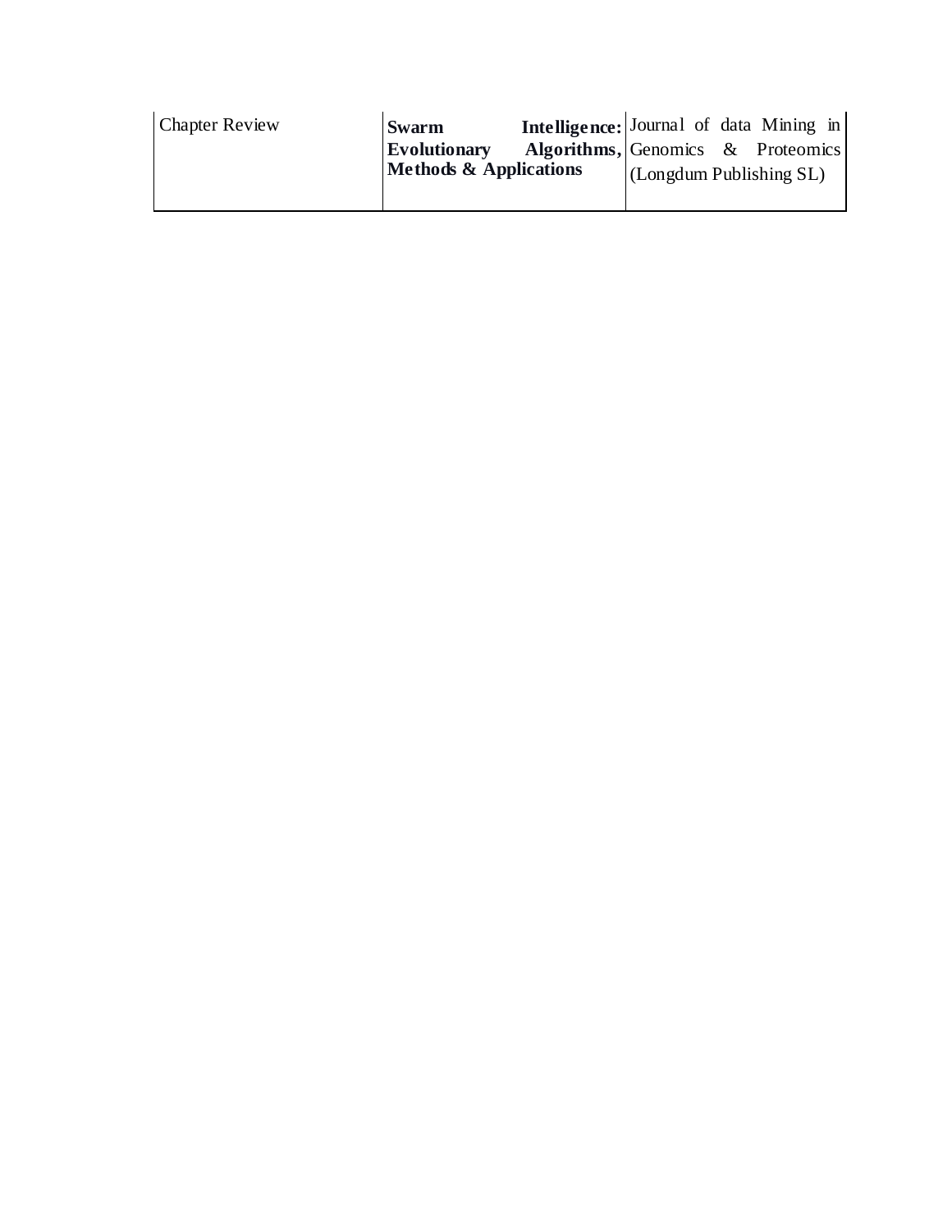| Chapter Review | **Swarm Intelligence: Evolutionary Algorithms, Methods & Applications** | Journal of data Mining in Genomics & Proteomics (Longdum Publishing SL) |
|---|---|---|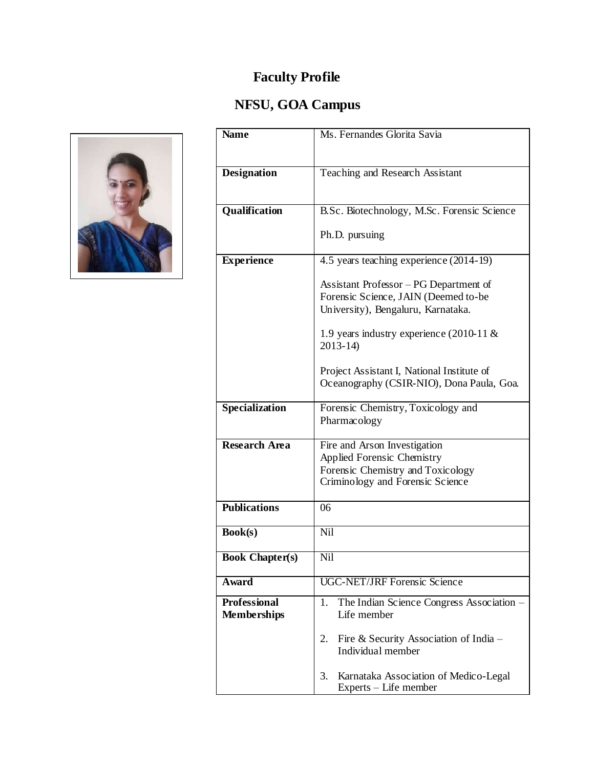# Faculty Profile

## NFSU, GOA Campus

| Name | Ms. Fernandes Glorita Savia |
|---|---|
| **Designation** | Teaching and Research Assistant |
| **Qualification** | B.Sc. Biotechnology, M.Sc. Forensic Science<br><br>Ph.D. pursuing |
| **Experience** | 4.5 years teaching experience (2014-19)<br><br>Assistant Professor – PG Department of Forensic Science, JAIN (Deemed to-be University), Bengaluru, Karnataka.<br><br>1.9 years industry experience (2010-11 & 2013-14)<br><br>Project Assistant I, National Institute of Oceanography (CSIR-NIO), Dona Paula, Goa. |
| **Specialization** | Forensic Chemistry, Toxicology and Pharmacology |
| **Research Area** | Fire and Arson Investigation<br>Applied Forensic Chemistry<br>Forensic Chemistry and Toxicology<br>Criminology and Forensic Science |
| **Publications** | 06 |
| **Book(s)** | Nil |
| **Book Chapter(s)** | Nil |
| **Award** | UGC-NET/JRF Forensic Science |
| **Professional Memberships** | 1. The Indian Science Congress Association – Life member<br><br>2. Fire & Security Association of India – Individual member<br><br>3. Karnataka Association of Medico-Legal Experts – Life member |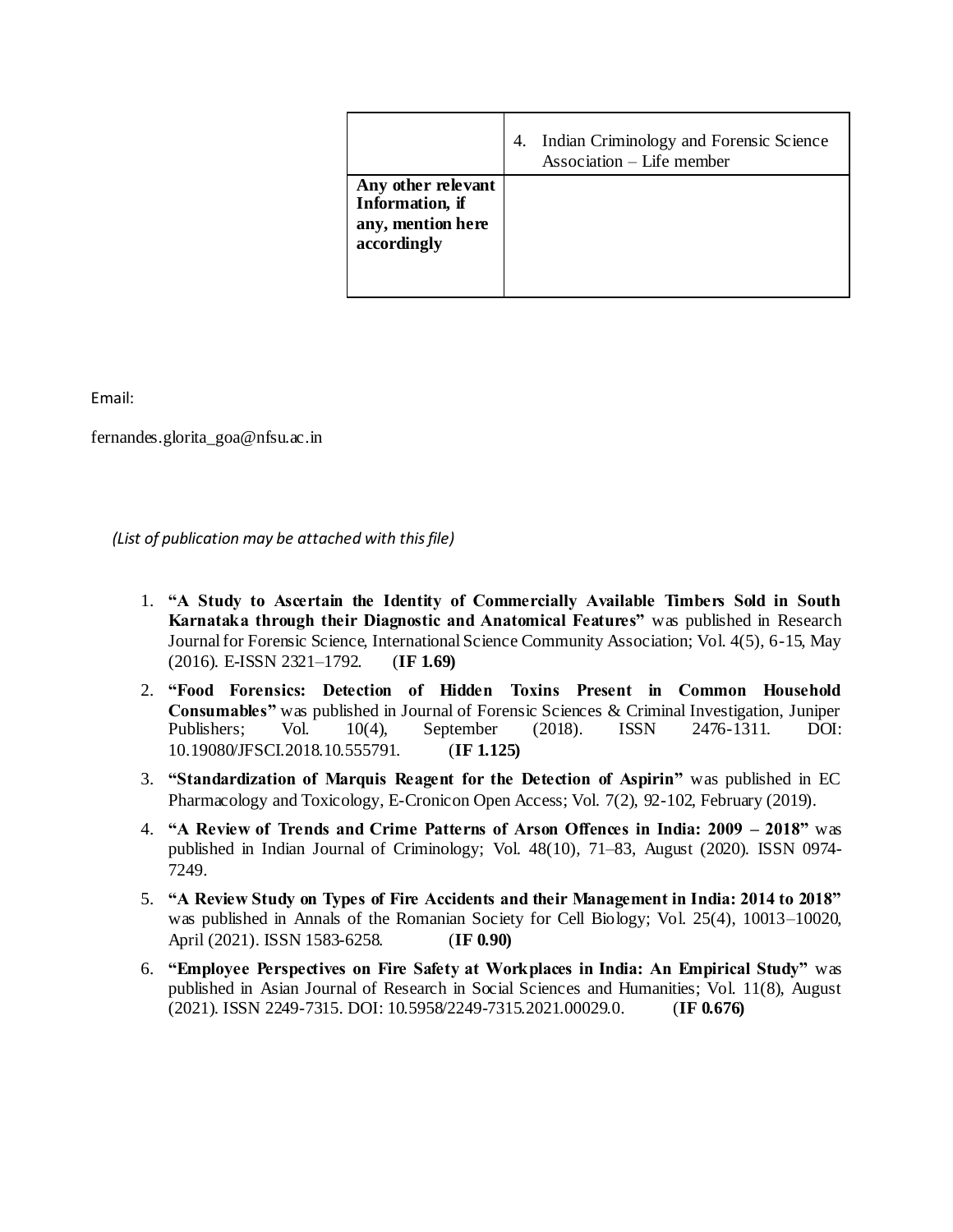| | |
|---|---|
| | 4. Indian Criminology and Forensic Science Association – Life member |
| **Any other relevant Information, if any, mention here accordingly** | |

Email:

fernandes.glorita_goa@nfsu.ac.in

*(List of publication may be attached with this file)*

1. **"A Study to Ascertain the Identity of Commercially Available Timbers Sold in South Karnataka through their Diagnostic and Anatomical Features"** was published in Research Journal for Forensic Science, International Science Community Association; Vol. 4(5), 6-15, May (2016). E-ISSN 2321–1792. (**IF 1.69)**
2. **"Food Forensics: Detection of Hidden Toxins Present in Common Household Consumables"** was published in Journal of Forensic Sciences & Criminal Investigation, Juniper Publishers; Vol. 10(4), September (2018). ISSN 2476-1311. DOI: 10.19080/JFSCI.2018.10.555791. (**IF 1.125)**
3. **"Standardization of Marquis Reagent for the Detection of Aspirin"** was published in EC Pharmacology and Toxicology, E-Cronicon Open Access; Vol. 7(2), 92-102, February (2019).
4. **"A Review of Trends and Crime Patterns of Arson Offences in India: 2009 – 2018"** was published in Indian Journal of Criminology; Vol. 48(10), 71–83, August (2020). ISSN 0974-7249.
5. **"A Review Study on Types of Fire Accidents and their Management in India: 2014 to 2018"** was published in Annals of the Romanian Society for Cell Biology; Vol. 25(4), 10013–10020, April (2021). ISSN 1583-6258. (**IF 0.90)**
6. **"Employee Perspectives on Fire Safety at Workplaces in India: An Empirical Study"** was published in Asian Journal of Research in Social Sciences and Humanities; Vol. 11(8), August (2021). ISSN 2249-7315. DOI: 10.5958/2249-7315.2021.00029.0. (**IF 0.676)**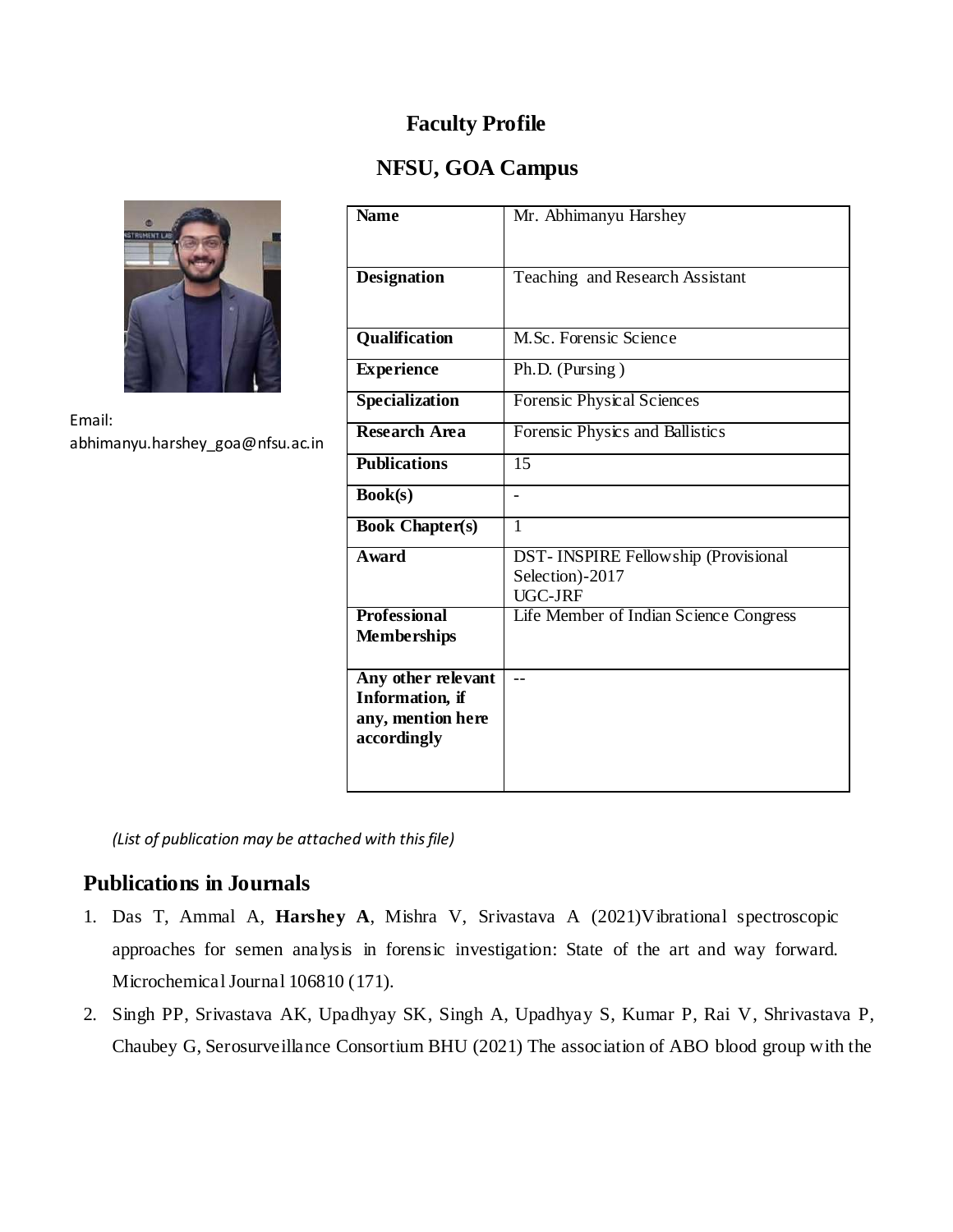# Faculty Profile

## NFSU, GOA Campus

Email: abhimanyu.harshey_goa@nfsu.ac.in

| Name | Mr. Abhimanyu Harshey |
|---|---|
| Designation | Teaching and Research Assistant |
| Qualification | M.Sc. Forensic Science |
| Experience | Ph.D. (Pursing ) |
| Specialization | Forensic Physical Sciences |
| Research Area | Forensic Physics and Ballistics |
| Publications | 15 |
| Book(s) | - |
| Book Chapter(s) | 1 |
| Award | DST- INSPIRE Fellowship (Provisional Selection)-2017<br>UGC-JRF |
| Professional Memberships | Life Member of Indian Science Congress |
| Any other relevant Information, if any, mention here accordingly | -- |

*(List of publication may be attached with this file)*

## Publications in Journals

1. Das T, Ammal A, **Harshey A**, Mishra V, Srivastava A (2021)Vibrational spectroscopic approaches for semen analysis in forensic investigation: State of the art and way forward. Microchemical Journal 106810 (171).
2. Singh PP, Srivastava AK, Upadhyay SK, Singh A, Upadhyay S, Kumar P, Rai V, Shrivastava P, Chaubey G, Serosurveillance Consortium BHU (2021) The association of ABO blood group with the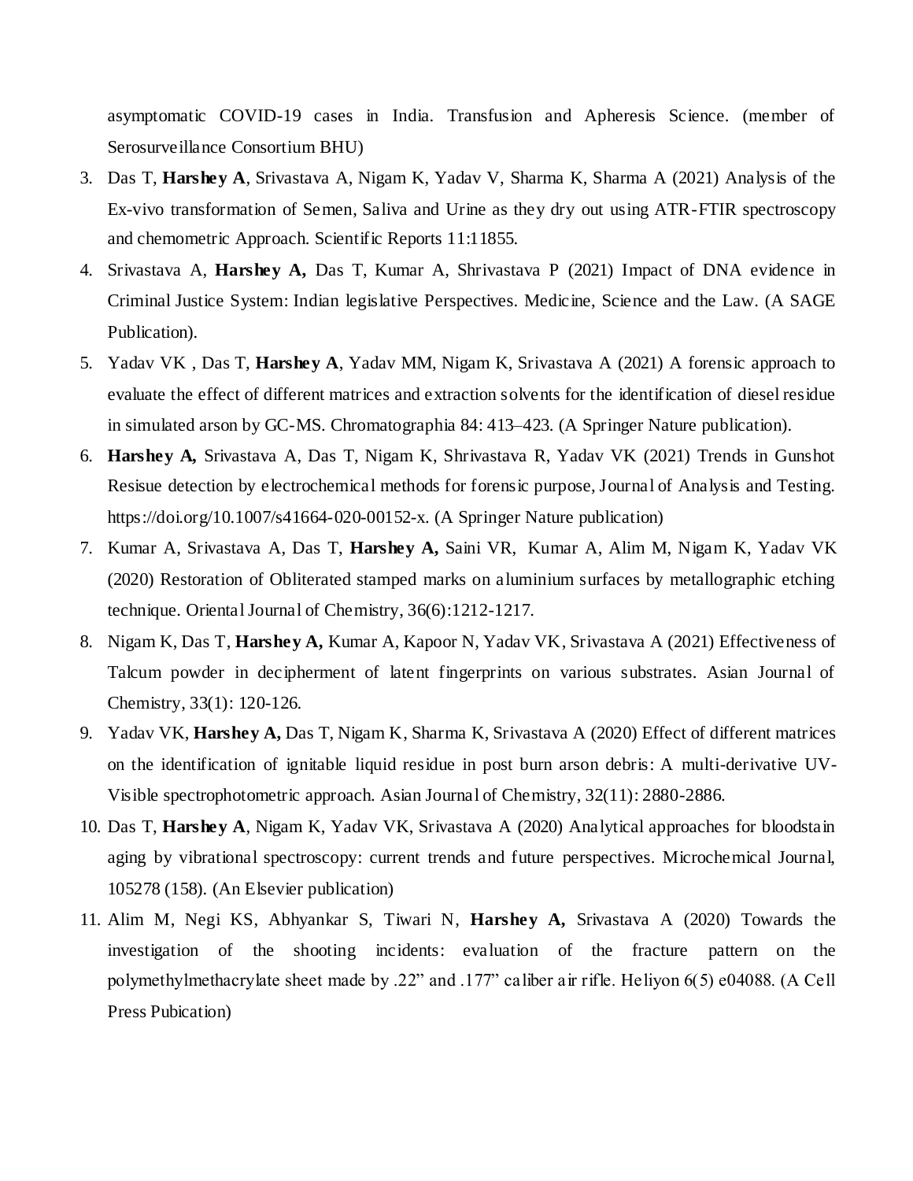asymptomatic COVID-19 cases in India. Transfusion and Apheresis Science. (member of Serosurveillance Consortium BHU)

3. Das T, **Harshey A**, Srivastava A, Nigam K, Yadav V, Sharma K, Sharma A (2021) Analysis of the Ex-vivo transformation of Semen, Saliva and Urine as they dry out using ATR-FTIR spectroscopy and chemometric Approach. Scientific Reports 11:11855.
4. Srivastava A, **Harshey A,** Das T, Kumar A, Shrivastava P (2021) Impact of DNA evidence in Criminal Justice System: Indian legislative Perspectives. Medicine, Science and the Law. (A SAGE Publication).
5. Yadav VK , Das T, **Harshey A**, Yadav MM, Nigam K, Srivastava A (2021) A forensic approach to evaluate the effect of different matrices and extraction solvents for the identification of diesel residue in simulated arson by GC-MS. Chromatographia 84: 413–423. (A Springer Nature publication).
6. **Harshey A,** Srivastava A, Das T, Nigam K, Shrivastava R, Yadav VK (2021) Trends in Gunshot Resisue detection by electrochemical methods for forensic purpose, Journal of Analysis and Testing. https://doi.org/10.1007/s41664-020-00152-x. (A Springer Nature publication)
7. Kumar A, Srivastava A, Das T, **Harshey A,** Saini VR, Kumar A, Alim M, Nigam K, Yadav VK (2020) Restoration of Obliterated stamped marks on aluminium surfaces by metallographic etching technique. Oriental Journal of Chemistry, 36(6):1212-1217.
8. Nigam K, Das T, **Harshey A,** Kumar A, Kapoor N, Yadav VK, Srivastava A (2021) Effectiveness of Talcum powder in decipherment of latent fingerprints on various substrates. Asian Journal of Chemistry, 33(1): 120-126.
9. Yadav VK, **Harshey A,** Das T, Nigam K, Sharma K, Srivastava A (2020) Effect of different matrices on the identification of ignitable liquid residue in post burn arson debris: A multi-derivative UV-Visible spectrophotometric approach. Asian Journal of Chemistry, 32(11): 2880-2886.
10. Das T, **Harshey A**, Nigam K, Yadav VK, Srivastava A (2020) Analytical approaches for bloodstain aging by vibrational spectroscopy: current trends and future perspectives. Microchemical Journal, 105278 (158). (An Elsevier publication)
11. Alim M, Negi KS, Abhyankar S, Tiwari N, **Harshey A,** Srivastava A (2020) Towards the investigation of the shooting incidents: evaluation of the fracture pattern on the polymethylmethacrylate sheet made by .22" and .177" caliber air rifle. Heliyon 6(5) e04088. (A Cell Press Pubication)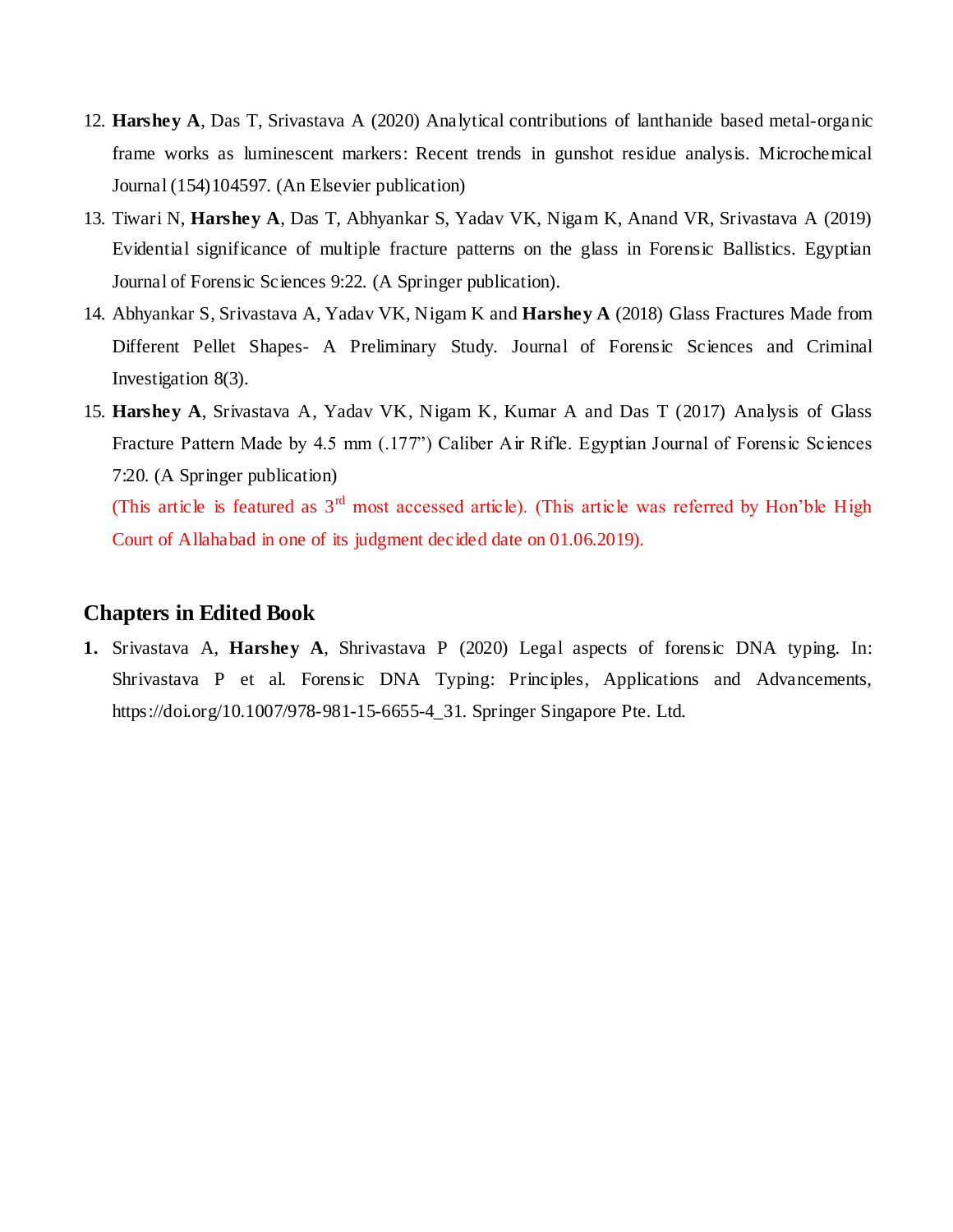12. **Harshey A**, Das T, Srivastava A (2020) Analytical contributions of lanthanide based metal-organic frame works as luminescent markers: Recent trends in gunshot residue analysis. Microchemical Journal (154)104597. (An Elsevier publication)
13. Tiwari N, **Harshey A**, Das T, Abhyankar S, Yadav VK, Nigam K, Anand VR, Srivastava A (2019) Evidential significance of multiple fracture patterns on the glass in Forensic Ballistics. Egyptian Journal of Forensic Sciences 9:22. (A Springer publication).
14. Abhyankar S, Srivastava A, Yadav VK, Nigam K and **Harshey A** (2018) Glass Fractures Made from Different Pellet Shapes- A Preliminary Study. Journal of Forensic Sciences and Criminal Investigation 8(3).
15. **Harshey A**, Srivastava A, Yadav VK, Nigam K, Kumar A and Das T (2017) Analysis of Glass Fracture Pattern Made by 4.5 mm (.177") Caliber Air Rifle. Egyptian Journal of Forensic Sciences 7:20. (A Springer publication)
    (This article is featured as 3rd most accessed article). (This article was referred by Hon'ble High Court of Allahabad in one of its judgment decided date on 01.06.2019).

## Chapters in Edited Book

1. Srivastava A, **Harshey A**, Shrivastava P (2020) Legal aspects of forensic DNA typing. In: Shrivastava P et al. Forensic DNA Typing: Principles, Applications and Advancements, https://doi.org/10.1007/978-981-15-6655-4_31. Springer Singapore Pte. Ltd.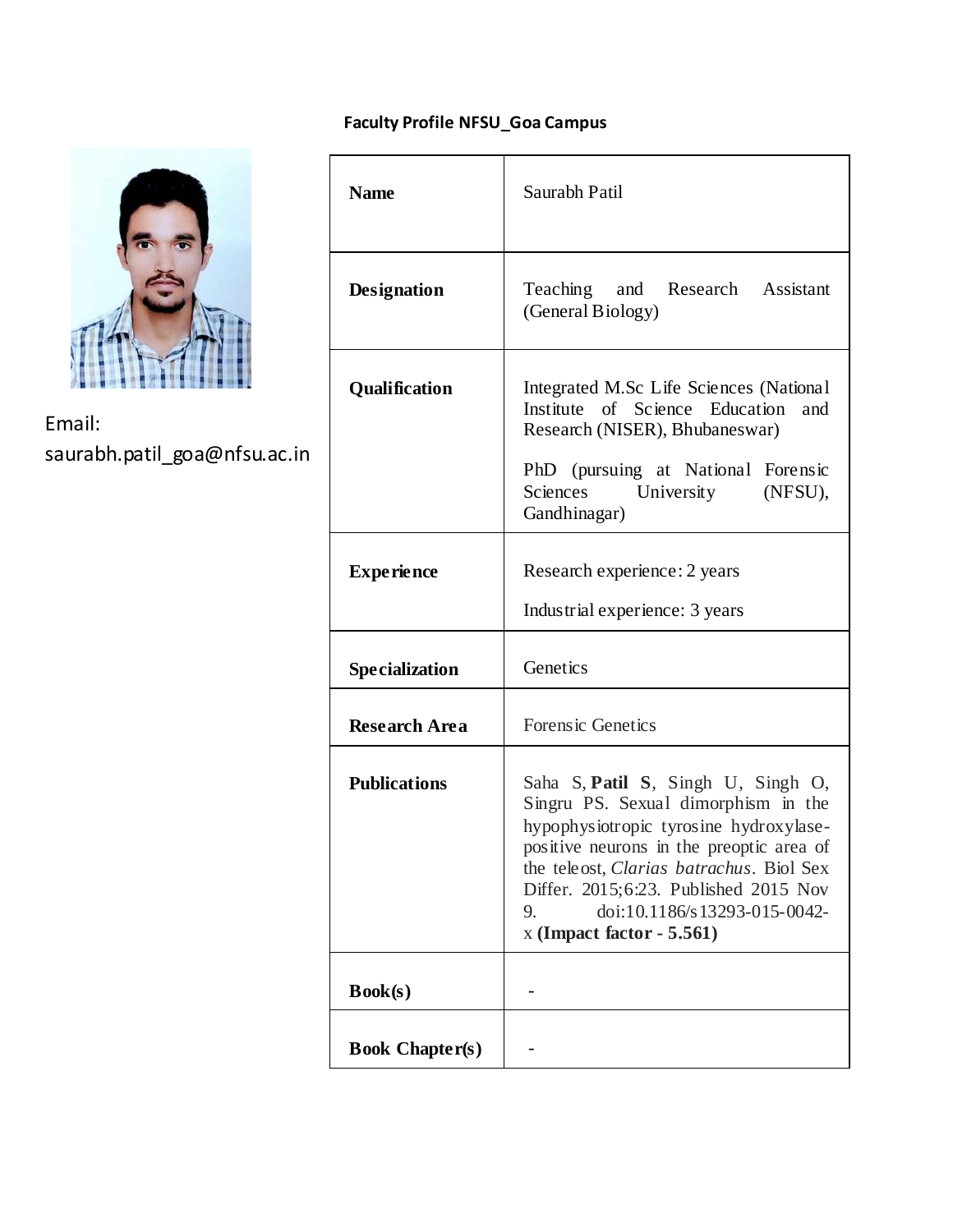**Faculty Profile NFSU_Goa Campus**

Email: saurabh.patil_goa@nfsu.ac.in

| | |
|---|---|
| **Name** | Saurabh Patil |
| **Designation** | Teaching and Research Assistant (General Biology) |
| **Qualification** | Integrated M.Sc Life Sciences (National Institute of Science Education and Research (NISER), Bhubaneswar)<br><br>PhD (pursuing at National Forensic Sciences University (NFSU), Gandhinagar) |
| **Experience** | Research experience: 2 years<br><br>Industrial experience: 3 years |
| **Specialization** | Genetics |
| **Research Area** | Forensic Genetics |
| **Publications** | Saha S, **Patil S**, Singh U, Singh O, Singru PS. Sexual dimorphism in the hypophysiotropic tyrosine hydroxylase-positive neurons in the preoptic area of the teleost, *Clarias batrachus*. Biol Sex Differ. 2015;6:23. Published 2015 Nov 9. doi:10.1186/s13293-015-0042-x **(Impact factor - 5.561)** |
| **Book(s)** | - |
| **Book Chapter(s)** | - |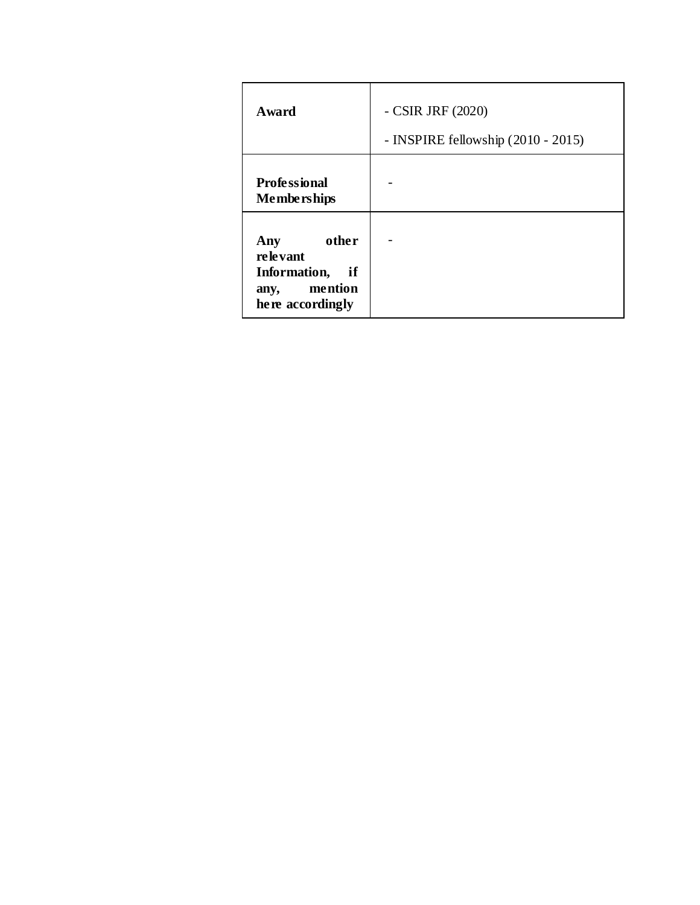| | |
|---|---|
| **Award** | - CSIR JRF (2020)<br>- INSPIRE fellowship (2010 - 2015) |
| **Professional Memberships** | - |
| **Any other relevant Information, if any, mention here accordingly** | - |